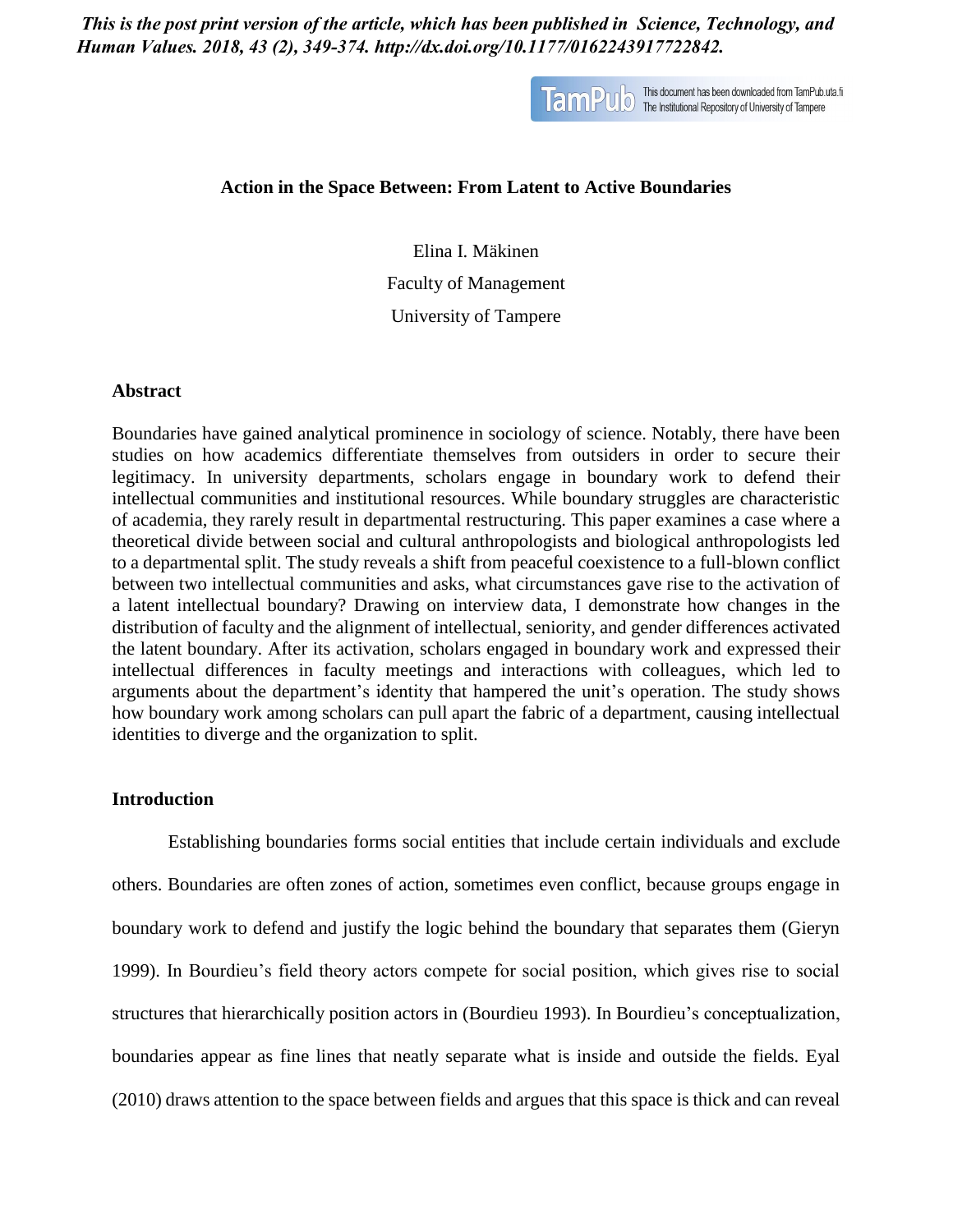*This is the post print version of the article, which has been published in Science, Technology, and Human Values. 2018, 43 (2), 349-374. http://dx.doi.org/10.1177/0162243917722842.*

This document has been downloaded from TamPub.uta.fi
The Institutional Repository of University of Tampere

# Action in the Space Between: From Latent to Active Boundaries

Elina I. Mäkinen

Faculty of Management

University of Tampere

## Abstract

Boundaries have gained analytical prominence in sociology of science. Notably, there have been studies on how academics differentiate themselves from outsiders in order to secure their legitimacy. In university departments, scholars engage in boundary work to defend their intellectual communities and institutional resources. While boundary struggles are characteristic of academia, they rarely result in departmental restructuring. This paper examines a case where a theoretical divide between social and cultural anthropologists and biological anthropologists led to a departmental split. The study reveals a shift from peaceful coexistence to a full-blown conflict between two intellectual communities and asks, what circumstances gave rise to the activation of a latent intellectual boundary? Drawing on interview data, I demonstrate how changes in the distribution of faculty and the alignment of intellectual, seniority, and gender differences activated the latent boundary. After its activation, scholars engaged in boundary work and expressed their intellectual differences in faculty meetings and interactions with colleagues, which led to arguments about the department's identity that hampered the unit's operation. The study shows how boundary work among scholars can pull apart the fabric of a department, causing intellectual identities to diverge and the organization to split.

## Introduction

Establishing boundaries forms social entities that include certain individuals and exclude others. Boundaries are often zones of action, sometimes even conflict, because groups engage in boundary work to defend and justify the logic behind the boundary that separates them (Gieryn 1999). In Bourdieu's field theory actors compete for social position, which gives rise to social structures that hierarchically position actors in (Bourdieu 1993). In Bourdieu's conceptualization, boundaries appear as fine lines that neatly separate what is inside and outside the fields. Eyal (2010) draws attention to the space between fields and argues that this space is thick and can reveal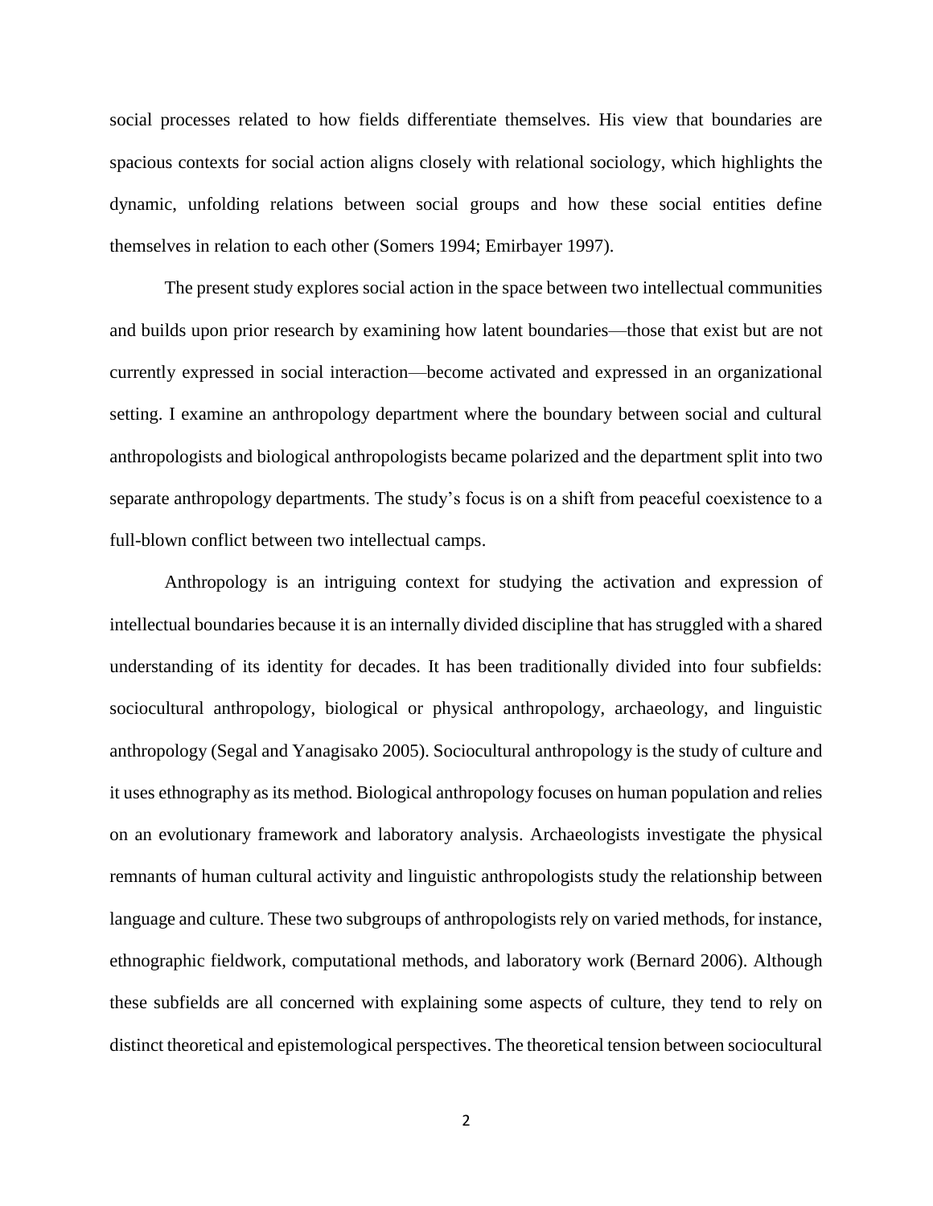social processes related to how fields differentiate themselves. His view that boundaries are spacious contexts for social action aligns closely with relational sociology, which highlights the dynamic, unfolding relations between social groups and how these social entities define themselves in relation to each other (Somers 1994; Emirbayer 1997).

The present study explores social action in the space between two intellectual communities and builds upon prior research by examining how latent boundaries—those that exist but are not currently expressed in social interaction—become activated and expressed in an organizational setting. I examine an anthropology department where the boundary between social and cultural anthropologists and biological anthropologists became polarized and the department split into two separate anthropology departments. The study's focus is on a shift from peaceful coexistence to a full-blown conflict between two intellectual camps.

Anthropology is an intriguing context for studying the activation and expression of intellectual boundaries because it is an internally divided discipline that has struggled with a shared understanding of its identity for decades. It has been traditionally divided into four subfields: sociocultural anthropology, biological or physical anthropology, archaeology, and linguistic anthropology (Segal and Yanagisako 2005). Sociocultural anthropology is the study of culture and it uses ethnography as its method. Biological anthropology focuses on human population and relies on an evolutionary framework and laboratory analysis. Archaeologists investigate the physical remnants of human cultural activity and linguistic anthropologists study the relationship between language and culture. These two subgroups of anthropologists rely on varied methods, for instance, ethnographic fieldwork, computational methods, and laboratory work (Bernard 2006). Although these subfields are all concerned with explaining some aspects of culture, they tend to rely on distinct theoretical and epistemological perspectives. The theoretical tension between sociocultural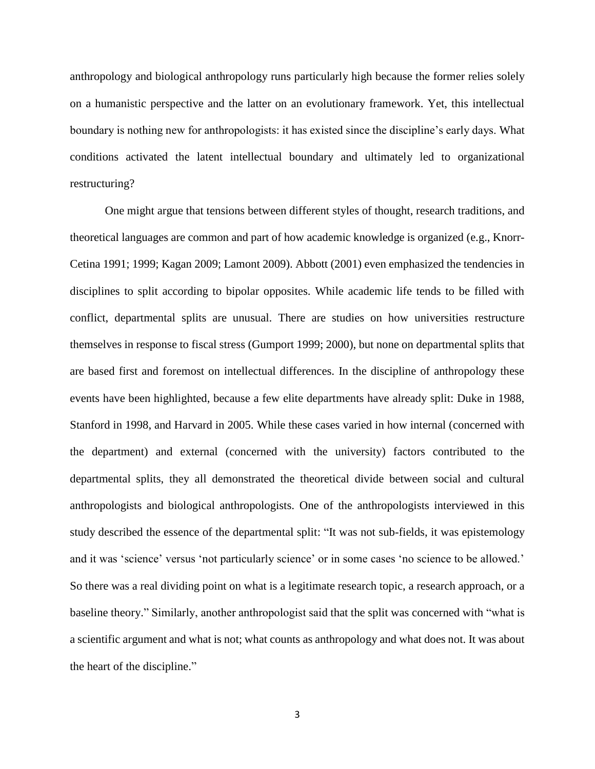anthropology and biological anthropology runs particularly high because the former relies solely on a humanistic perspective and the latter on an evolutionary framework. Yet, this intellectual boundary is nothing new for anthropologists: it has existed since the discipline's early days. What conditions activated the latent intellectual boundary and ultimately led to organizational restructuring?

One might argue that tensions between different styles of thought, research traditions, and theoretical languages are common and part of how academic knowledge is organized (e.g., Knorr-Cetina 1991; 1999; Kagan 2009; Lamont 2009). Abbott (2001) even emphasized the tendencies in disciplines to split according to bipolar opposites. While academic life tends to be filled with conflict, departmental splits are unusual. There are studies on how universities restructure themselves in response to fiscal stress (Gumport 1999; 2000), but none on departmental splits that are based first and foremost on intellectual differences. In the discipline of anthropology these events have been highlighted, because a few elite departments have already split: Duke in 1988, Stanford in 1998, and Harvard in 2005. While these cases varied in how internal (concerned with the department) and external (concerned with the university) factors contributed to the departmental splits, they all demonstrated the theoretical divide between social and cultural anthropologists and biological anthropologists. One of the anthropologists interviewed in this study described the essence of the departmental split: "It was not sub-fields, it was epistemology and it was 'science' versus 'not particularly science' or in some cases 'no science to be allowed.' So there was a real dividing point on what is a legitimate research topic, a research approach, or a baseline theory." Similarly, another anthropologist said that the split was concerned with "what is a scientific argument and what is not; what counts as anthropology and what does not. It was about the heart of the discipline."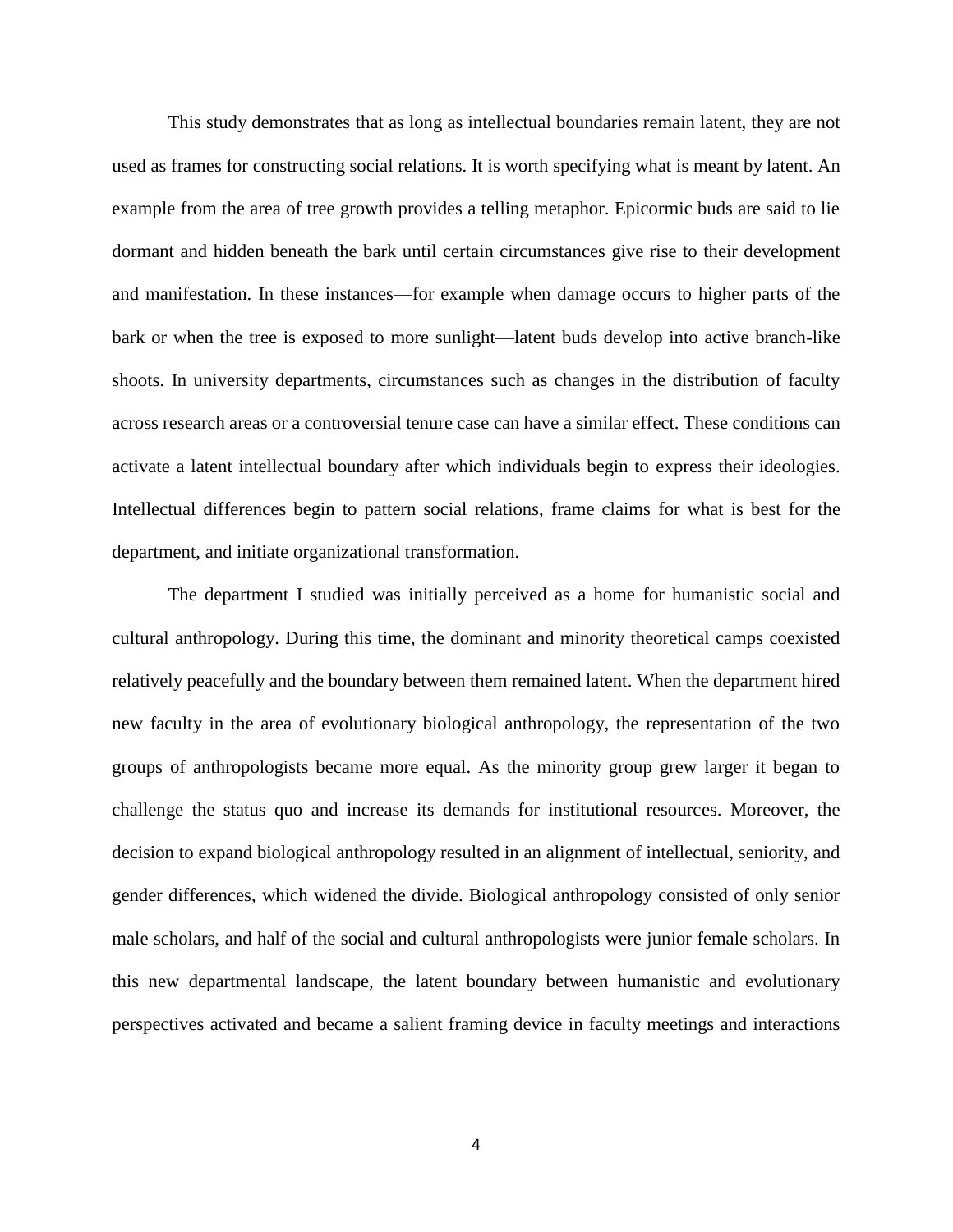This study demonstrates that as long as intellectual boundaries remain latent, they are not used as frames for constructing social relations. It is worth specifying what is meant by latent. An example from the area of tree growth provides a telling metaphor. Epicormic buds are said to lie dormant and hidden beneath the bark until certain circumstances give rise to their development and manifestation. In these instances—for example when damage occurs to higher parts of the bark or when the tree is exposed to more sunlight—latent buds develop into active branch-like shoots. In university departments, circumstances such as changes in the distribution of faculty across research areas or a controversial tenure case can have a similar effect. These conditions can activate a latent intellectual boundary after which individuals begin to express their ideologies. Intellectual differences begin to pattern social relations, frame claims for what is best for the department, and initiate organizational transformation.

The department I studied was initially perceived as a home for humanistic social and cultural anthropology. During this time, the dominant and minority theoretical camps coexisted relatively peacefully and the boundary between them remained latent. When the department hired new faculty in the area of evolutionary biological anthropology, the representation of the two groups of anthropologists became more equal. As the minority group grew larger it began to challenge the status quo and increase its demands for institutional resources. Moreover, the decision to expand biological anthropology resulted in an alignment of intellectual, seniority, and gender differences, which widened the divide. Biological anthropology consisted of only senior male scholars, and half of the social and cultural anthropologists were junior female scholars. In this new departmental landscape, the latent boundary between humanistic and evolutionary perspectives activated and became a salient framing device in faculty meetings and interactions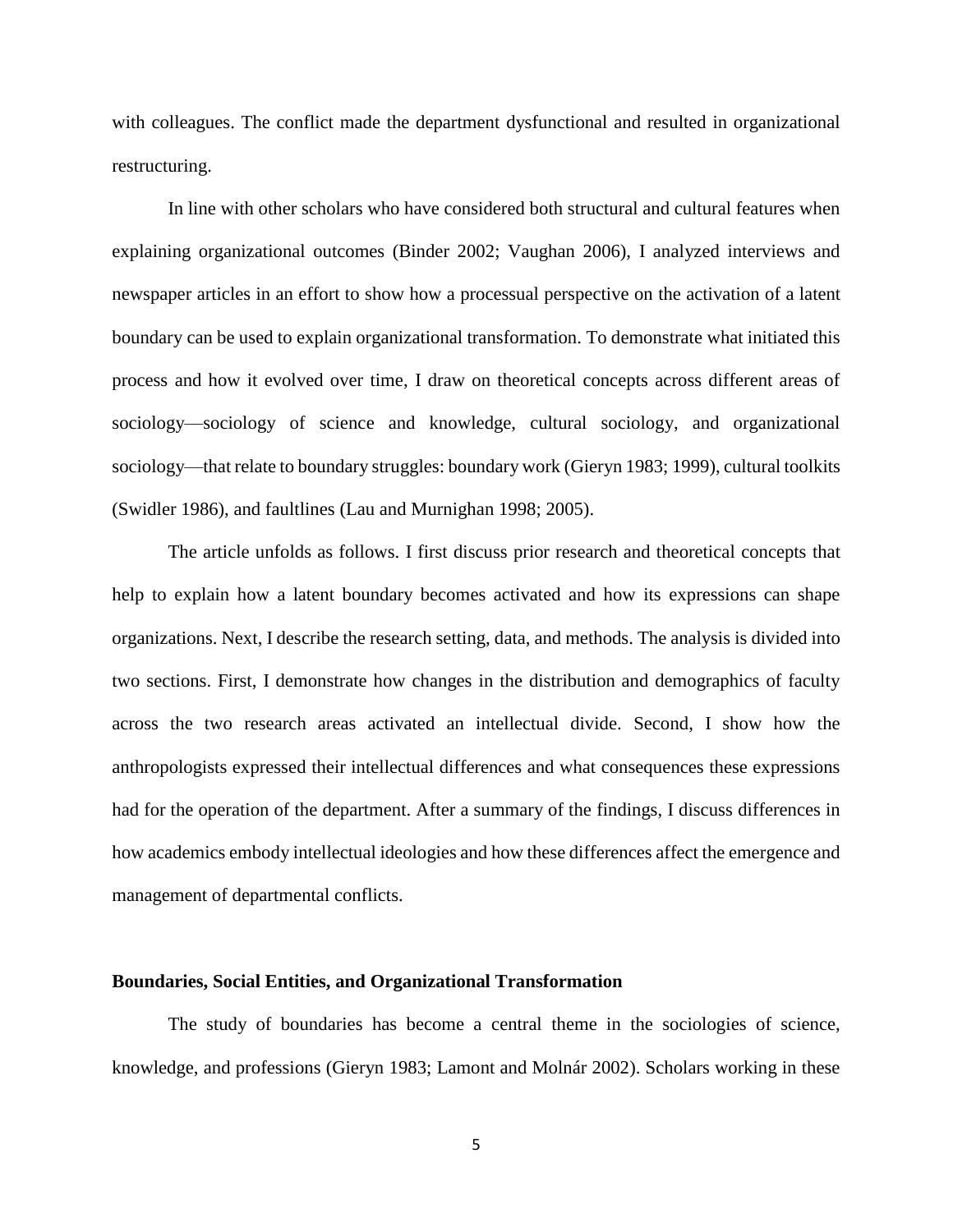with colleagues. The conflict made the department dysfunctional and resulted in organizational restructuring.

In line with other scholars who have considered both structural and cultural features when explaining organizational outcomes (Binder 2002; Vaughan 2006), I analyzed interviews and newspaper articles in an effort to show how a processual perspective on the activation of a latent boundary can be used to explain organizational transformation. To demonstrate what initiated this process and how it evolved over time, I draw on theoretical concepts across different areas of sociology—sociology of science and knowledge, cultural sociology, and organizational sociology—that relate to boundary struggles: boundary work (Gieryn 1983; 1999), cultural toolkits (Swidler 1986), and faultlines (Lau and Murnighan 1998; 2005).

The article unfolds as follows. I first discuss prior research and theoretical concepts that help to explain how a latent boundary becomes activated and how its expressions can shape organizations. Next, I describe the research setting, data, and methods. The analysis is divided into two sections. First, I demonstrate how changes in the distribution and demographics of faculty across the two research areas activated an intellectual divide. Second, I show how the anthropologists expressed their intellectual differences and what consequences these expressions had for the operation of the department. After a summary of the findings, I discuss differences in how academics embody intellectual ideologies and how these differences affect the emergence and management of departmental conflicts.

## Boundaries, Social Entities, and Organizational Transformation

The study of boundaries has become a central theme in the sociologies of science, knowledge, and professions (Gieryn 1983; Lamont and Molnár 2002). Scholars working in these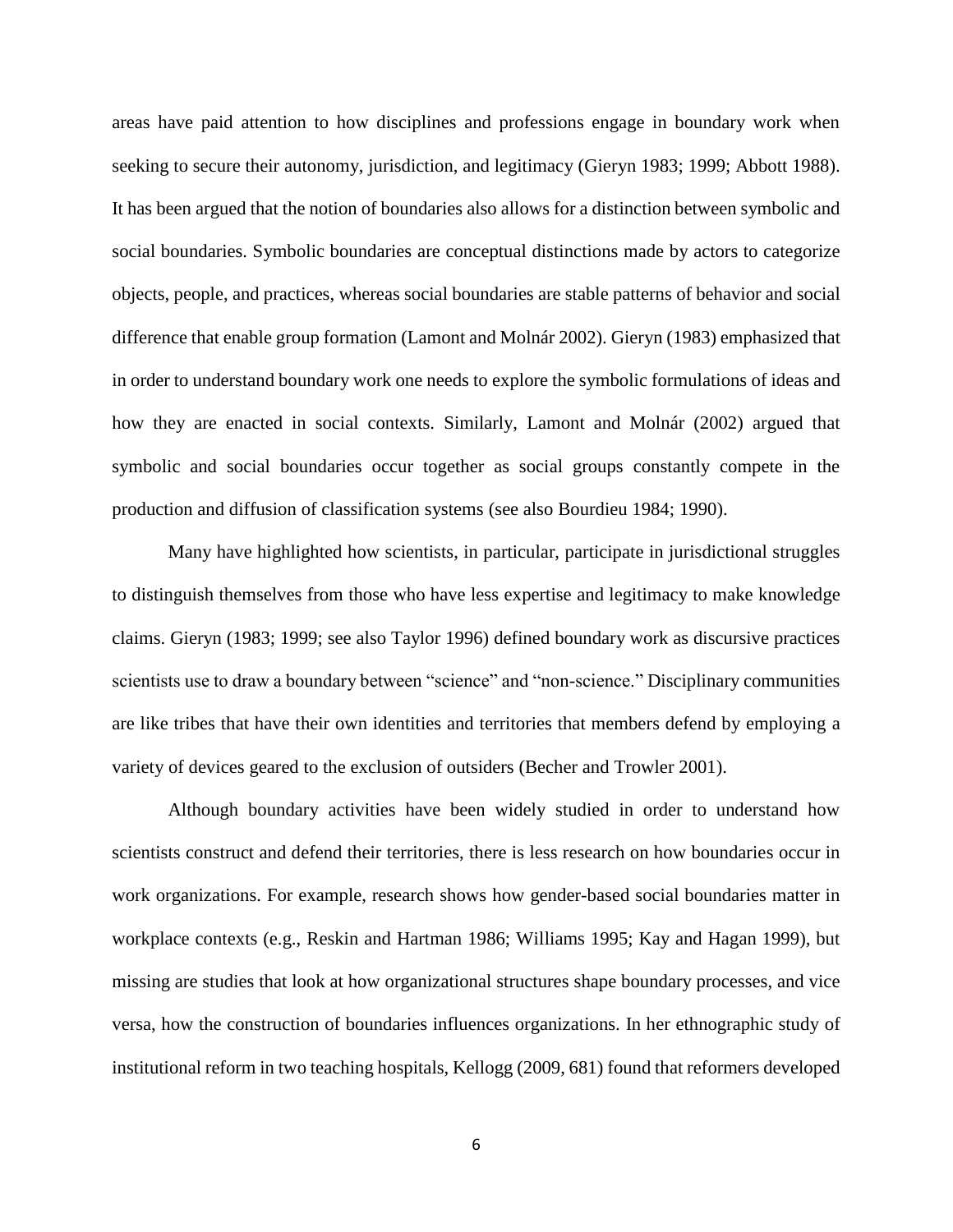areas have paid attention to how disciplines and professions engage in boundary work when seeking to secure their autonomy, jurisdiction, and legitimacy (Gieryn 1983; 1999; Abbott 1988). It has been argued that the notion of boundaries also allows for a distinction between symbolic and social boundaries. Symbolic boundaries are conceptual distinctions made by actors to categorize objects, people, and practices, whereas social boundaries are stable patterns of behavior and social difference that enable group formation (Lamont and Molnár 2002). Gieryn (1983) emphasized that in order to understand boundary work one needs to explore the symbolic formulations of ideas and how they are enacted in social contexts. Similarly, Lamont and Molnár (2002) argued that symbolic and social boundaries occur together as social groups constantly compete in the production and diffusion of classification systems (see also Bourdieu 1984; 1990).

Many have highlighted how scientists, in particular, participate in jurisdictional struggles to distinguish themselves from those who have less expertise and legitimacy to make knowledge claims. Gieryn (1983; 1999; see also Taylor 1996) defined boundary work as discursive practices scientists use to draw a boundary between "science" and "non-science." Disciplinary communities are like tribes that have their own identities and territories that members defend by employing a variety of devices geared to the exclusion of outsiders (Becher and Trowler 2001).

Although boundary activities have been widely studied in order to understand how scientists construct and defend their territories, there is less research on how boundaries occur in work organizations. For example, research shows how gender-based social boundaries matter in workplace contexts (e.g., Reskin and Hartman 1986; Williams 1995; Kay and Hagan 1999), but missing are studies that look at how organizational structures shape boundary processes, and vice versa, how the construction of boundaries influences organizations. In her ethnographic study of institutional reform in two teaching hospitals, Kellogg (2009, 681) found that reformers developed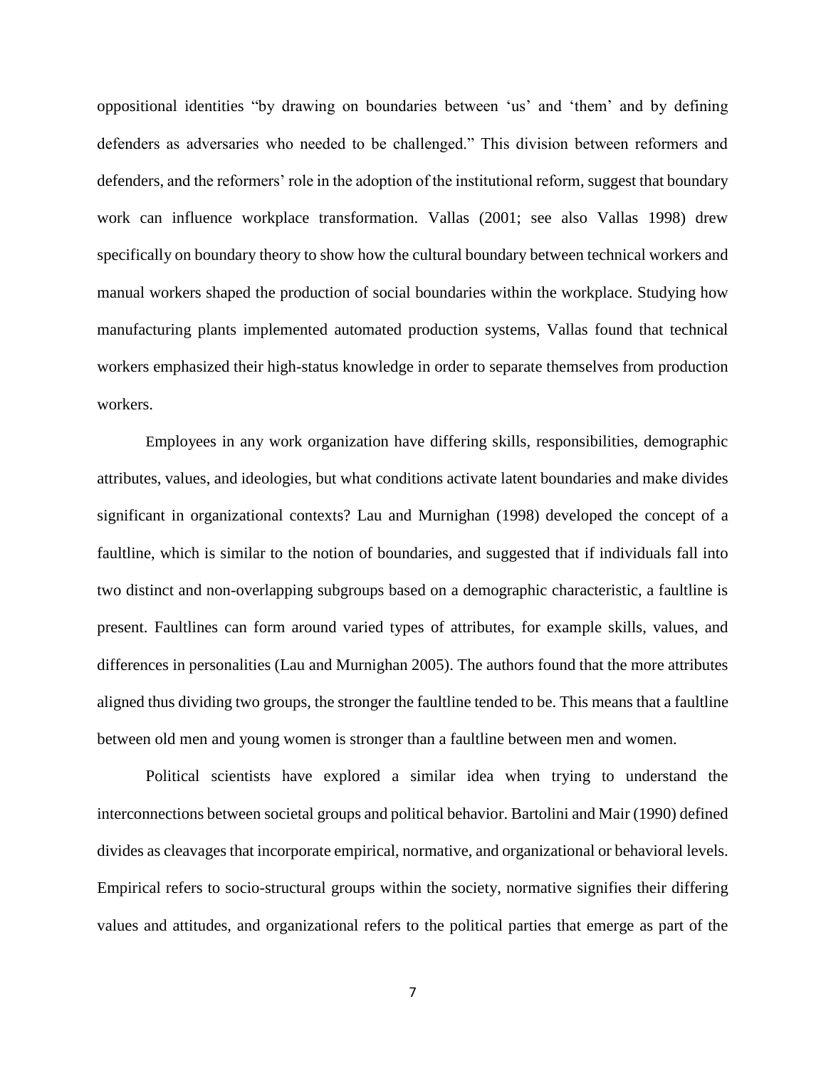oppositional identities "by drawing on boundaries between 'us' and 'them' and by defining defenders as adversaries who needed to be challenged." This division between reformers and defenders, and the reformers' role in the adoption of the institutional reform, suggest that boundary work can influence workplace transformation. Vallas (2001; see also Vallas 1998) drew specifically on boundary theory to show how the cultural boundary between technical workers and manual workers shaped the production of social boundaries within the workplace. Studying how manufacturing plants implemented automated production systems, Vallas found that technical workers emphasized their high-status knowledge in order to separate themselves from production workers.

Employees in any work organization have differing skills, responsibilities, demographic attributes, values, and ideologies, but what conditions activate latent boundaries and make divides significant in organizational contexts? Lau and Murnighan (1998) developed the concept of a faultline, which is similar to the notion of boundaries, and suggested that if individuals fall into two distinct and non-overlapping subgroups based on a demographic characteristic, a faultline is present. Faultlines can form around varied types of attributes, for example skills, values, and differences in personalities (Lau and Murnighan 2005). The authors found that the more attributes aligned thus dividing two groups, the stronger the faultline tended to be. This means that a faultline between old men and young women is stronger than a faultline between men and women.

Political scientists have explored a similar idea when trying to understand the interconnections between societal groups and political behavior. Bartolini and Mair (1990) defined divides as cleavages that incorporate empirical, normative, and organizational or behavioral levels. Empirical refers to socio-structural groups within the society, normative signifies their differing values and attitudes, and organizational refers to the political parties that emerge as part of the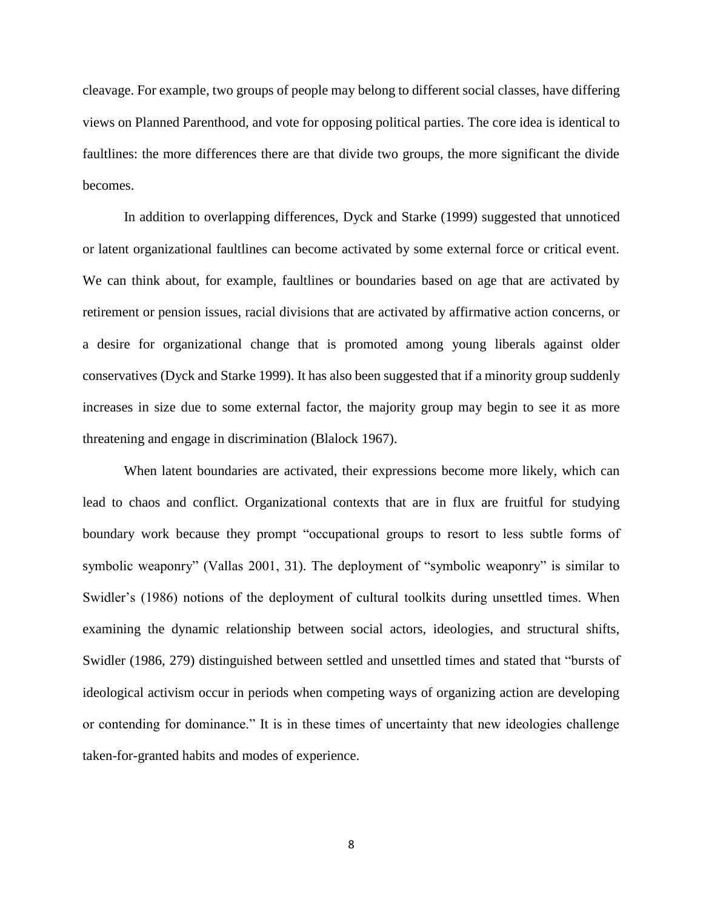cleavage. For example, two groups of people may belong to different social classes, have differing views on Planned Parenthood, and vote for opposing political parties. The core idea is identical to faultlines: the more differences there are that divide two groups, the more significant the divide becomes.

In addition to overlapping differences, Dyck and Starke (1999) suggested that unnoticed or latent organizational faultlines can become activated by some external force or critical event. We can think about, for example, faultlines or boundaries based on age that are activated by retirement or pension issues, racial divisions that are activated by affirmative action concerns, or a desire for organizational change that is promoted among young liberals against older conservatives (Dyck and Starke 1999). It has also been suggested that if a minority group suddenly increases in size due to some external factor, the majority group may begin to see it as more threatening and engage in discrimination (Blalock 1967).

When latent boundaries are activated, their expressions become more likely, which can lead to chaos and conflict. Organizational contexts that are in flux are fruitful for studying boundary work because they prompt "occupational groups to resort to less subtle forms of symbolic weaponry" (Vallas 2001, 31). The deployment of "symbolic weaponry" is similar to Swidler's (1986) notions of the deployment of cultural toolkits during unsettled times. When examining the dynamic relationship between social actors, ideologies, and structural shifts, Swidler (1986, 279) distinguished between settled and unsettled times and stated that "bursts of ideological activism occur in periods when competing ways of organizing action are developing or contending for dominance." It is in these times of uncertainty that new ideologies challenge taken-for-granted habits and modes of experience.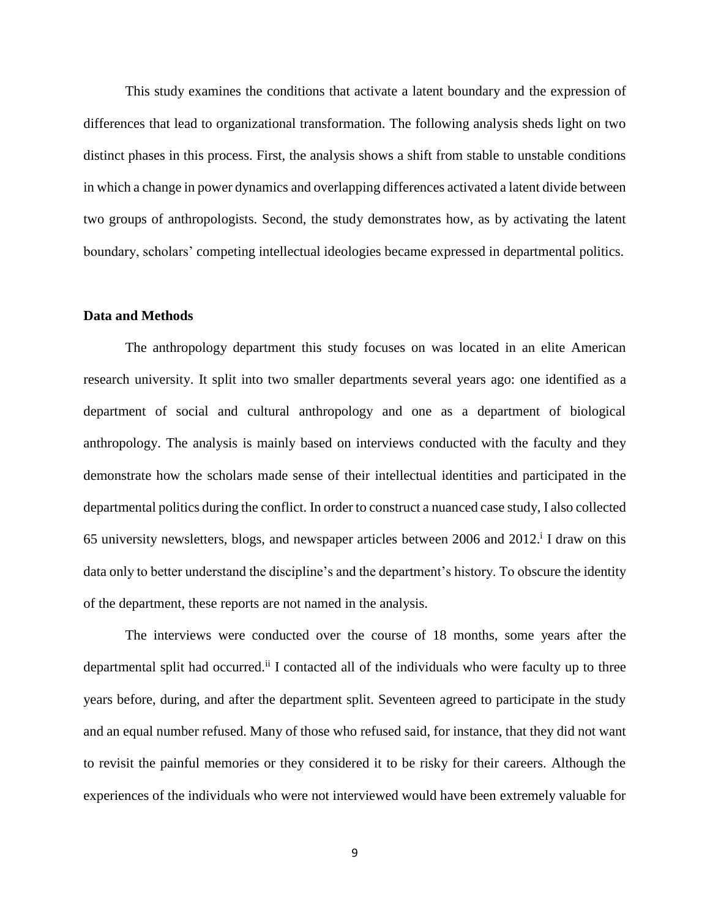This study examines the conditions that activate a latent boundary and the expression of differences that lead to organizational transformation. The following analysis sheds light on two distinct phases in this process. First, the analysis shows a shift from stable to unstable conditions in which a change in power dynamics and overlapping differences activated a latent divide between two groups of anthropologists. Second, the study demonstrates how, as by activating the latent boundary, scholars' competing intellectual ideologies became expressed in departmental politics.

**Data and Methods**

The anthropology department this study focuses on was located in an elite American research university. It split into two smaller departments several years ago: one identified as a department of social and cultural anthropology and one as a department of biological anthropology. The analysis is mainly based on interviews conducted with the faculty and they demonstrate how the scholars made sense of their intellectual identities and participated in the departmental politics during the conflict. In order to construct a nuanced case study, I also collected 65 university newsletters, blogs, and newspaper articles between 2006 and 2012.[i] I draw on this data only to better understand the discipline's and the department's history. To obscure the identity of the department, these reports are not named in the analysis.

The interviews were conducted over the course of 18 months, some years after the departmental split had occurred.[ii] I contacted all of the individuals who were faculty up to three years before, during, and after the department split. Seventeen agreed to participate in the study and an equal number refused. Many of those who refused said, for instance, that they did not want to revisit the painful memories or they considered it to be risky for their careers. Although the experiences of the individuals who were not interviewed would have been extremely valuable for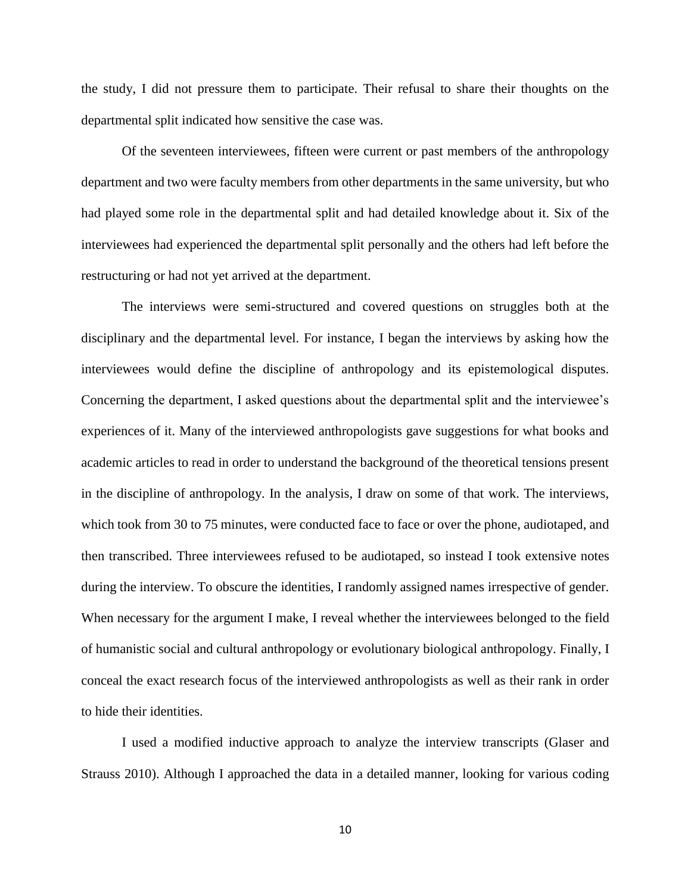the study, I did not pressure them to participate. Their refusal to share their thoughts on the departmental split indicated how sensitive the case was.

Of the seventeen interviewees, fifteen were current or past members of the anthropology department and two were faculty members from other departments in the same university, but who had played some role in the departmental split and had detailed knowledge about it. Six of the interviewees had experienced the departmental split personally and the others had left before the restructuring or had not yet arrived at the department.

The interviews were semi-structured and covered questions on struggles both at the disciplinary and the departmental level. For instance, I began the interviews by asking how the interviewees would define the discipline of anthropology and its epistemological disputes. Concerning the department, I asked questions about the departmental split and the interviewee's experiences of it. Many of the interviewed anthropologists gave suggestions for what books and academic articles to read in order to understand the background of the theoretical tensions present in the discipline of anthropology. In the analysis, I draw on some of that work. The interviews, which took from 30 to 75 minutes, were conducted face to face or over the phone, audiotaped, and then transcribed. Three interviewees refused to be audiotaped, so instead I took extensive notes during the interview. To obscure the identities, I randomly assigned names irrespective of gender. When necessary for the argument I make, I reveal whether the interviewees belonged to the field of humanistic social and cultural anthropology or evolutionary biological anthropology. Finally, I conceal the exact research focus of the interviewed anthropologists as well as their rank in order to hide their identities.

I used a modified inductive approach to analyze the interview transcripts (Glaser and Strauss 2010). Although I approached the data in a detailed manner, looking for various coding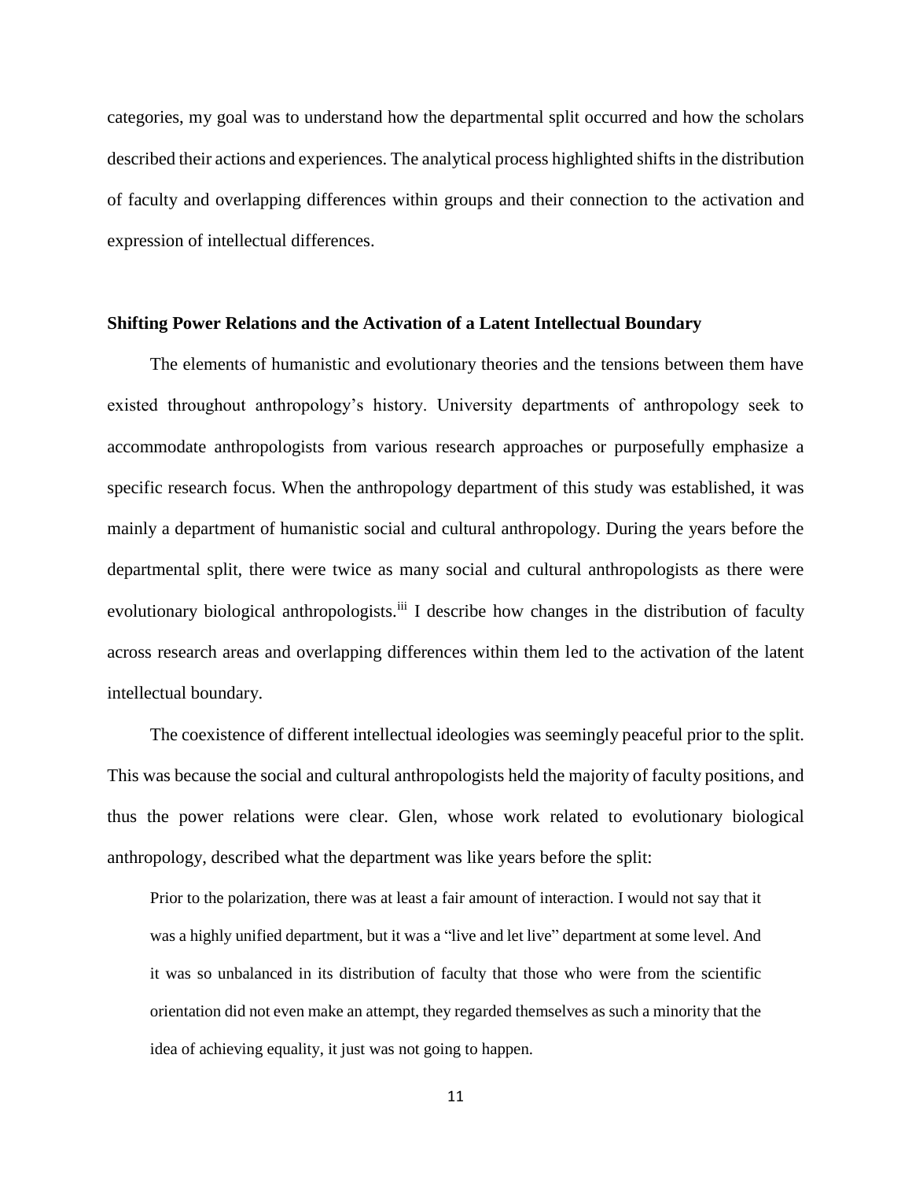categories, my goal was to understand how the departmental split occurred and how the scholars described their actions and experiences. The analytical process highlighted shifts in the distribution of faculty and overlapping differences within groups and their connection to the activation and expression of intellectual differences.

## Shifting Power Relations and the Activation of a Latent Intellectual Boundary

The elements of humanistic and evolutionary theories and the tensions between them have existed throughout anthropology's history. University departments of anthropology seek to accommodate anthropologists from various research approaches or purposefully emphasize a specific research focus. When the anthropology department of this study was established, it was mainly a department of humanistic social and cultural anthropology. During the years before the departmental split, there were twice as many social and cultural anthropologists as there were evolutionary biological anthropologists.[iii] I describe how changes in the distribution of faculty across research areas and overlapping differences within them led to the activation of the latent intellectual boundary.

The coexistence of different intellectual ideologies was seemingly peaceful prior to the split. This was because the social and cultural anthropologists held the majority of faculty positions, and thus the power relations were clear. Glen, whose work related to evolutionary biological anthropology, described what the department was like years before the split:

> Prior to the polarization, there was at least a fair amount of interaction. I would not say that it was a highly unified department, but it was a "live and let live" department at some level. And it was so unbalanced in its distribution of faculty that those who were from the scientific orientation did not even make an attempt, they regarded themselves as such a minority that the idea of achieving equality, it just was not going to happen.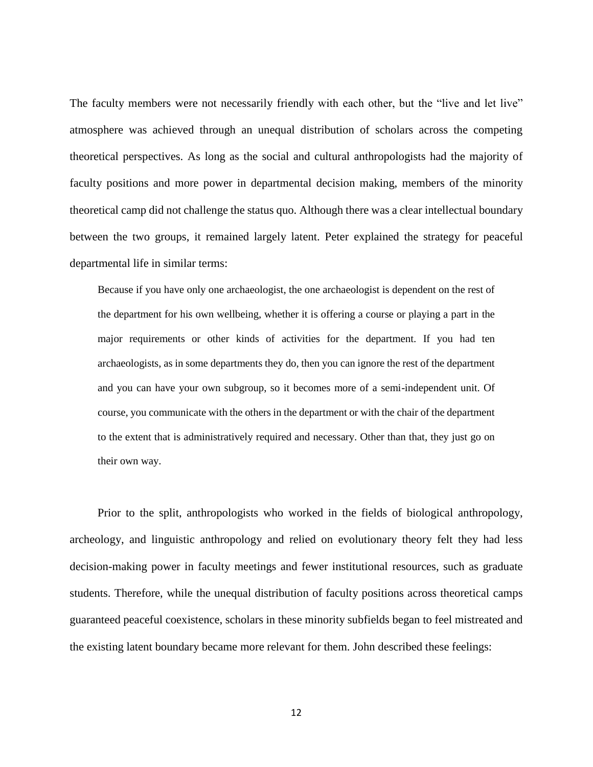The faculty members were not necessarily friendly with each other, but the "live and let live" atmosphere was achieved through an unequal distribution of scholars across the competing theoretical perspectives. As long as the social and cultural anthropologists had the majority of faculty positions and more power in departmental decision making, members of the minority theoretical camp did not challenge the status quo. Although there was a clear intellectual boundary between the two groups, it remained largely latent. Peter explained the strategy for peaceful departmental life in similar terms:

> Because if you have only one archaeologist, the one archaeologist is dependent on the rest of the department for his own wellbeing, whether it is offering a course or playing a part in the major requirements or other kinds of activities for the department. If you had ten archaeologists, as in some departments they do, then you can ignore the rest of the department and you can have your own subgroup, so it becomes more of a semi-independent unit. Of course, you communicate with the others in the department or with the chair of the department to the extent that is administratively required and necessary. Other than that, they just go on their own way.

Prior to the split, anthropologists who worked in the fields of biological anthropology, archeology, and linguistic anthropology and relied on evolutionary theory felt they had less decision-making power in faculty meetings and fewer institutional resources, such as graduate students. Therefore, while the unequal distribution of faculty positions across theoretical camps guaranteed peaceful coexistence, scholars in these minority subfields began to feel mistreated and the existing latent boundary became more relevant for them. John described these feelings: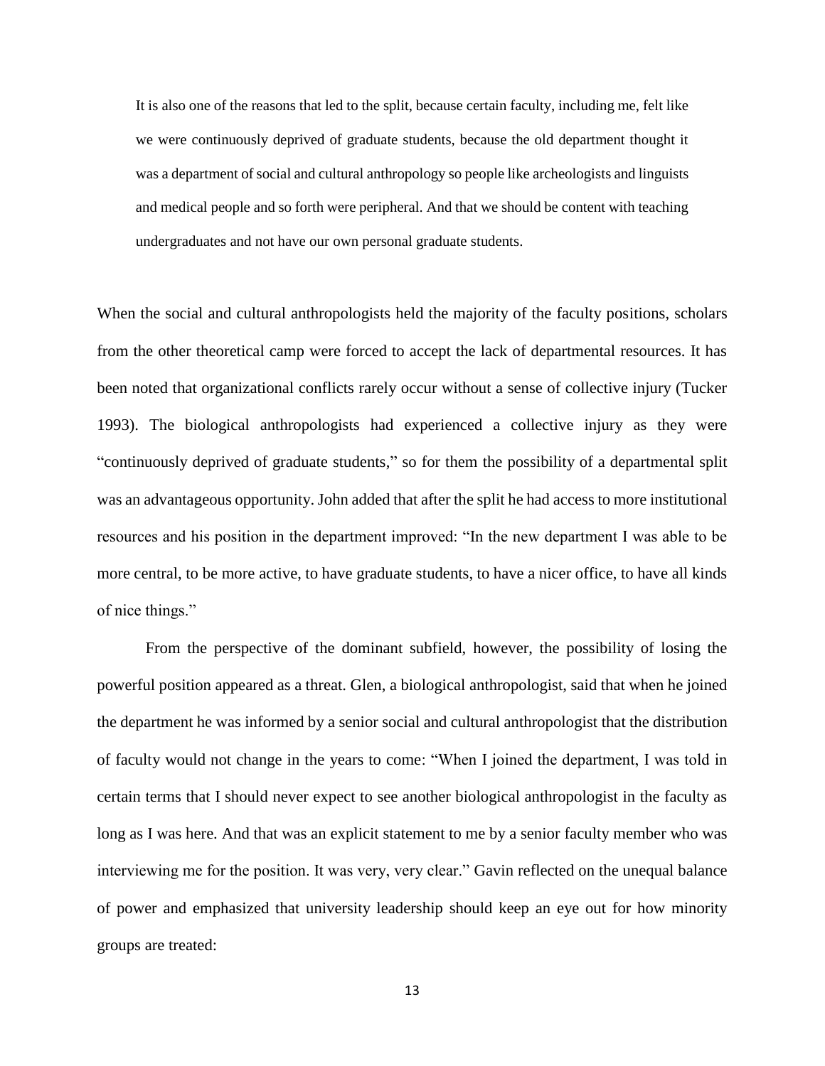> It is also one of the reasons that led to the split, because certain faculty, including me, felt like we were continuously deprived of graduate students, because the old department thought it was a department of social and cultural anthropology so people like archeologists and linguists and medical people and so forth were peripheral. And that we should be content with teaching undergraduates and not have our own personal graduate students.

When the social and cultural anthropologists held the majority of the faculty positions, scholars from the other theoretical camp were forced to accept the lack of departmental resources. It has been noted that organizational conflicts rarely occur without a sense of collective injury (Tucker 1993). The biological anthropologists had experienced a collective injury as they were "continuously deprived of graduate students," so for them the possibility of a departmental split was an advantageous opportunity. John added that after the split he had access to more institutional resources and his position in the department improved: "In the new department I was able to be more central, to be more active, to have graduate students, to have a nicer office, to have all kinds of nice things."

From the perspective of the dominant subfield, however, the possibility of losing the powerful position appeared as a threat. Glen, a biological anthropologist, said that when he joined the department he was informed by a senior social and cultural anthropologist that the distribution of faculty would not change in the years to come: "When I joined the department, I was told in certain terms that I should never expect to see another biological anthropologist in the faculty as long as I was here. And that was an explicit statement to me by a senior faculty member who was interviewing me for the position. It was very, very clear." Gavin reflected on the unequal balance of power and emphasized that university leadership should keep an eye out for how minority groups are treated: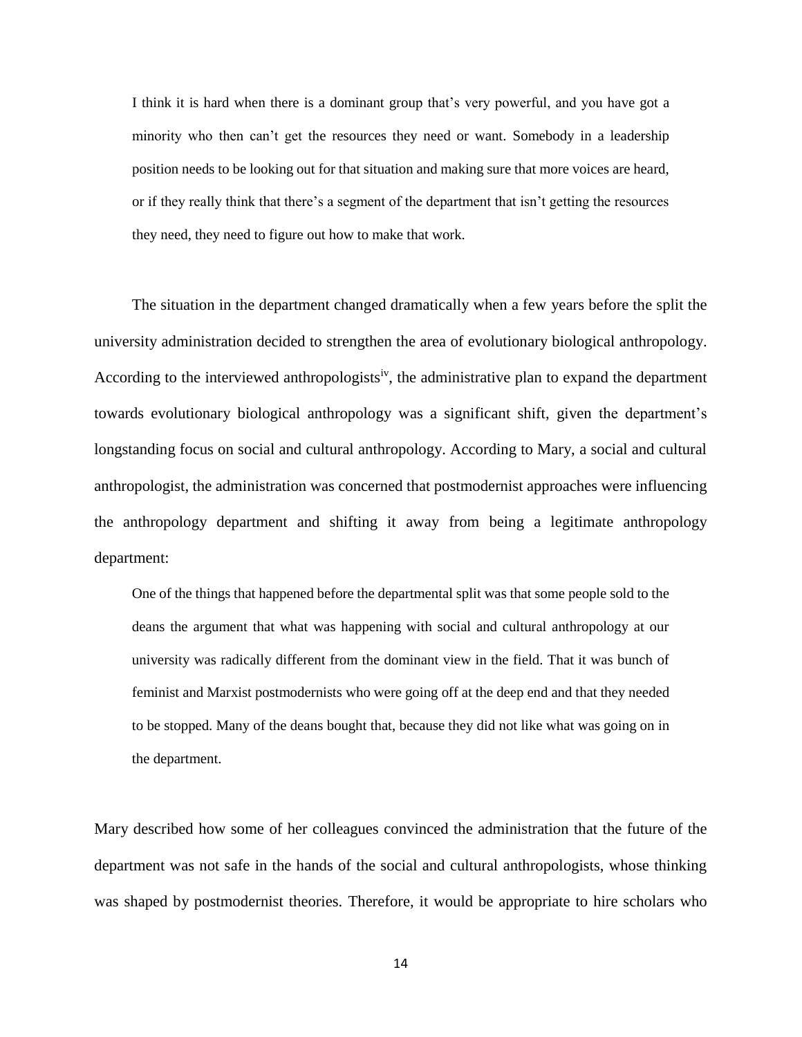> I think it is hard when there is a dominant group that's very powerful, and you have got a minority who then can't get the resources they need or want. Somebody in a leadership position needs to be looking out for that situation and making sure that more voices are heard, or if they really think that there's a segment of the department that isn't getting the resources they need, they need to figure out how to make that work.

The situation in the department changed dramatically when a few years before the split the university administration decided to strengthen the area of evolutionary biological anthropology. According to the interviewed anthropologists[iv], the administrative plan to expand the department towards evolutionary biological anthropology was a significant shift, given the department's longstanding focus on social and cultural anthropology. According to Mary, a social and cultural anthropologist, the administration was concerned that postmodernist approaches were influencing the anthropology department and shifting it away from being a legitimate anthropology department:

> One of the things that happened before the departmental split was that some people sold to the deans the argument that what was happening with social and cultural anthropology at our university was radically different from the dominant view in the field. That it was bunch of feminist and Marxist postmodernists who were going off at the deep end and that they needed to be stopped. Many of the deans bought that, because they did not like what was going on in the department.

Mary described how some of her colleagues convinced the administration that the future of the department was not safe in the hands of the social and cultural anthropologists, whose thinking was shaped by postmodernist theories. Therefore, it would be appropriate to hire scholars who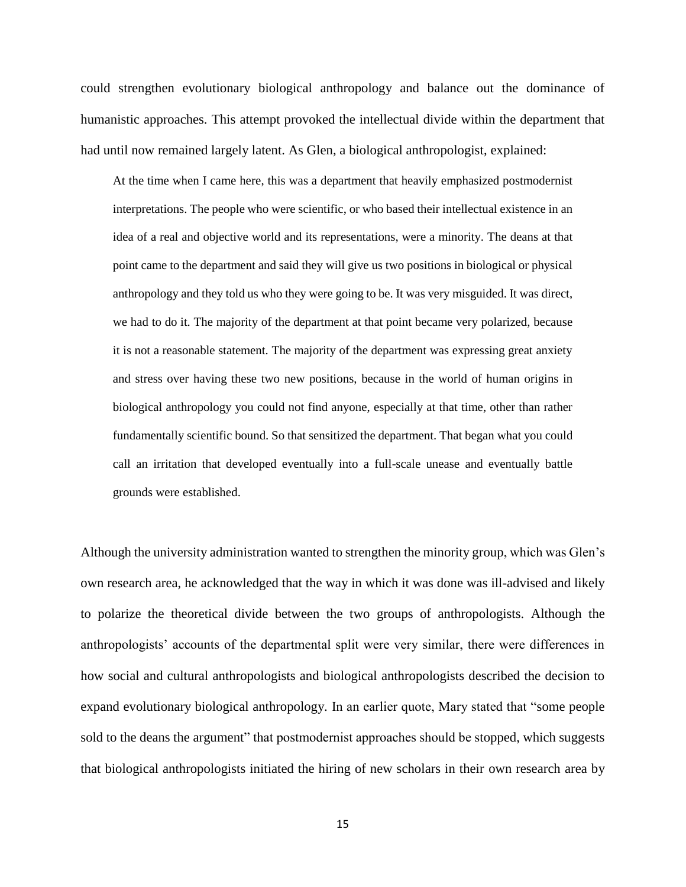could strengthen evolutionary biological anthropology and balance out the dominance of humanistic approaches. This attempt provoked the intellectual divide within the department that had until now remained largely latent. As Glen, a biological anthropologist, explained:

> At the time when I came here, this was a department that heavily emphasized postmodernist interpretations. The people who were scientific, or who based their intellectual existence in an idea of a real and objective world and its representations, were a minority. The deans at that point came to the department and said they will give us two positions in biological or physical anthropology and they told us who they were going to be. It was very misguided. It was direct, we had to do it. The majority of the department at that point became very polarized, because it is not a reasonable statement. The majority of the department was expressing great anxiety and stress over having these two new positions, because in the world of human origins in biological anthropology you could not find anyone, especially at that time, other than rather fundamentally scientific bound. So that sensitized the department. That began what you could call an irritation that developed eventually into a full-scale unease and eventually battle grounds were established.

Although the university administration wanted to strengthen the minority group, which was Glen's own research area, he acknowledged that the way in which it was done was ill-advised and likely to polarize the theoretical divide between the two groups of anthropologists. Although the anthropologists' accounts of the departmental split were very similar, there were differences in how social and cultural anthropologists and biological anthropologists described the decision to expand evolutionary biological anthropology. In an earlier quote, Mary stated that "some people sold to the deans the argument" that postmodernist approaches should be stopped, which suggests that biological anthropologists initiated the hiring of new scholars in their own research area by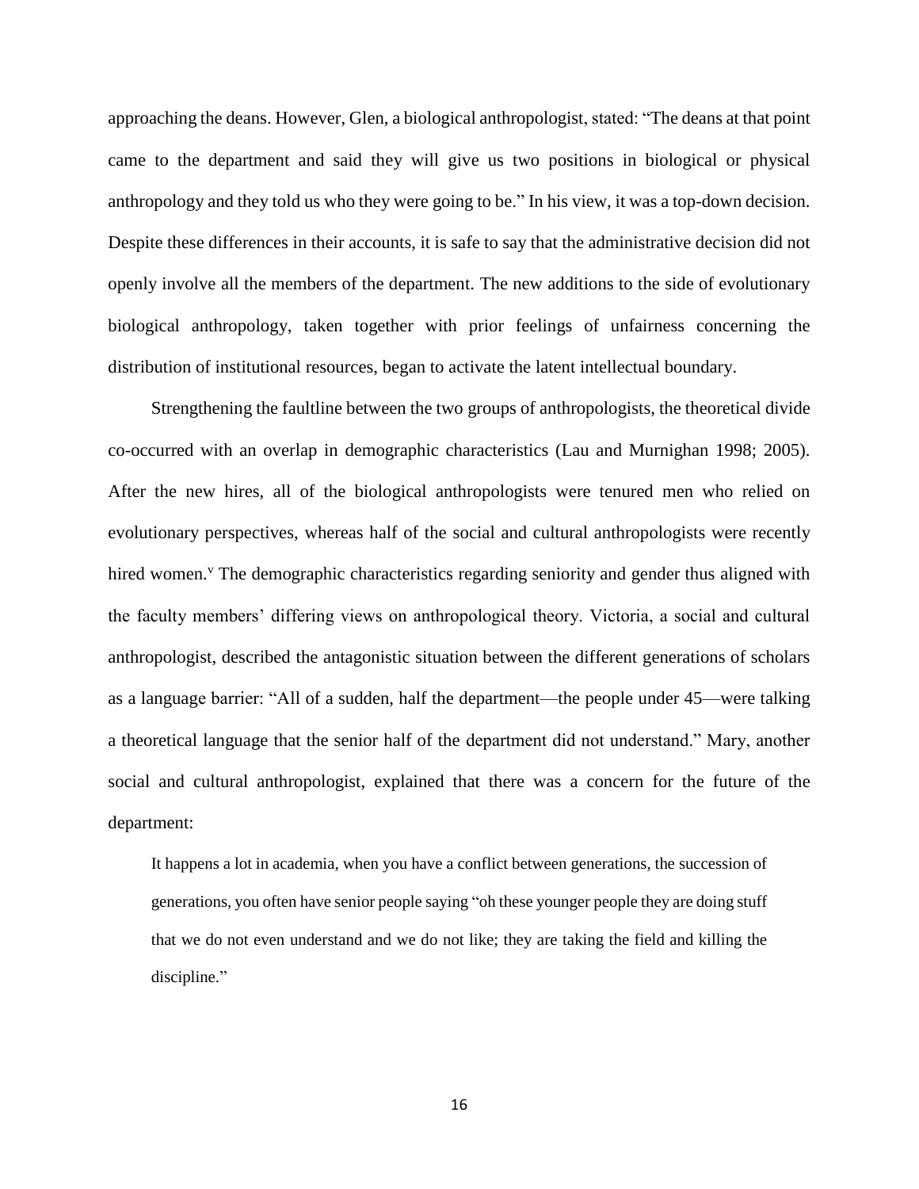approaching the deans. However, Glen, a biological anthropologist, stated: "The deans at that point came to the department and said they will give us two positions in biological or physical anthropology and they told us who they were going to be." In his view, it was a top-down decision. Despite these differences in their accounts, it is safe to say that the administrative decision did not openly involve all the members of the department. The new additions to the side of evolutionary biological anthropology, taken together with prior feelings of unfairness concerning the distribution of institutional resources, began to activate the latent intellectual boundary.

Strengthening the faultline between the two groups of anthropologists, the theoretical divide co-occurred with an overlap in demographic characteristics (Lau and Murnighan 1998; 2005). After the new hires, all of the biological anthropologists were tenured men who relied on evolutionary perspectives, whereas half of the social and cultural anthropologists were recently hired women.[v] The demographic characteristics regarding seniority and gender thus aligned with the faculty members' differing views on anthropological theory. Victoria, a social and cultural anthropologist, described the antagonistic situation between the different generations of scholars as a language barrier: "All of a sudden, half the department—the people under 45—were talking a theoretical language that the senior half of the department did not understand." Mary, another social and cultural anthropologist, explained that there was a concern for the future of the department:

> It happens a lot in academia, when you have a conflict between generations, the succession of generations, you often have senior people saying "oh these younger people they are doing stuff that we do not even understand and we do not like; they are taking the field and killing the discipline."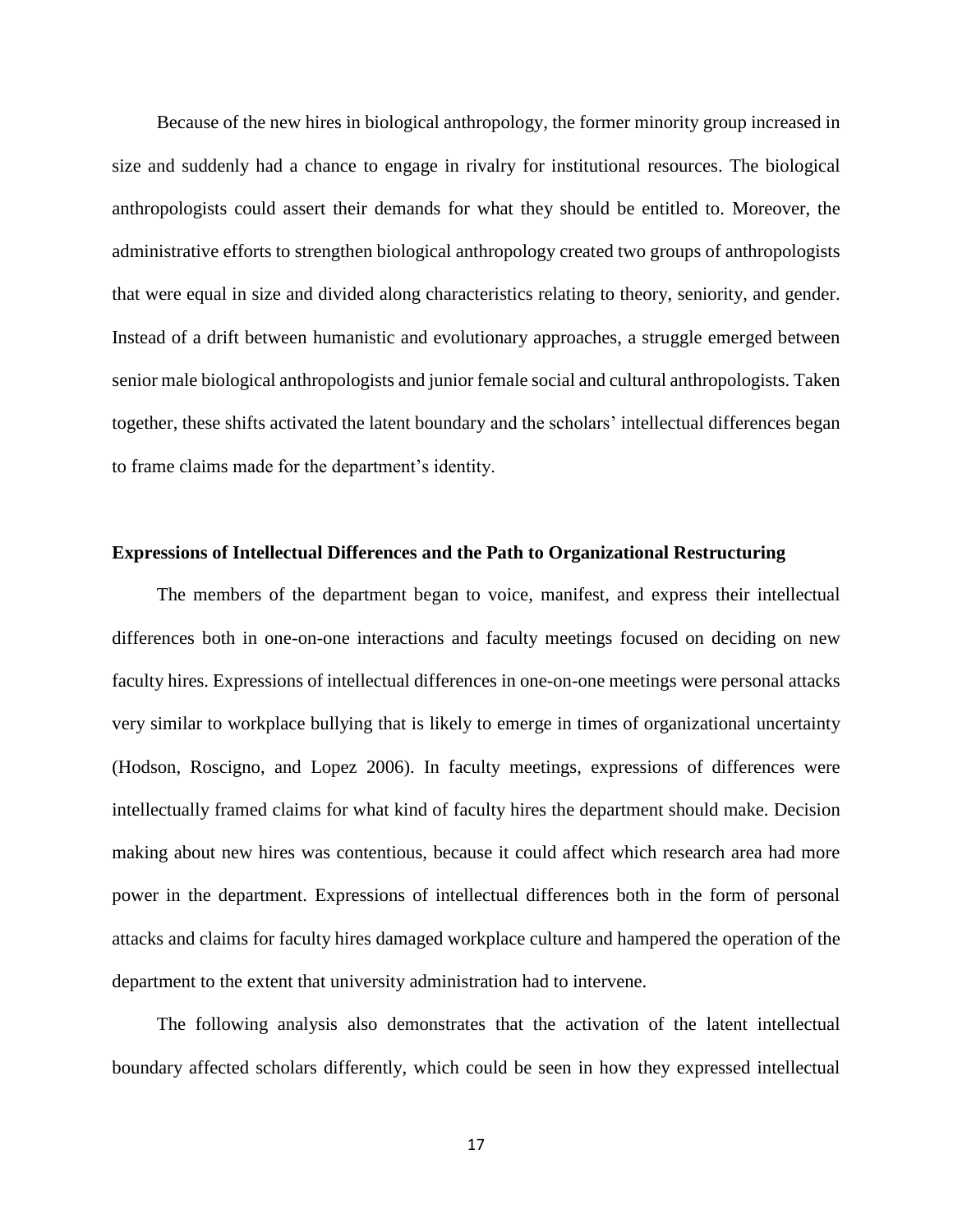Because of the new hires in biological anthropology, the former minority group increased in size and suddenly had a chance to engage in rivalry for institutional resources. The biological anthropologists could assert their demands for what they should be entitled to. Moreover, the administrative efforts to strengthen biological anthropology created two groups of anthropologists that were equal in size and divided along characteristics relating to theory, seniority, and gender. Instead of a drift between humanistic and evolutionary approaches, a struggle emerged between senior male biological anthropologists and junior female social and cultural anthropologists. Taken together, these shifts activated the latent boundary and the scholars' intellectual differences began to frame claims made for the department's identity.

### Expressions of Intellectual Differences and the Path to Organizational Restructuring

The members of the department began to voice, manifest, and express their intellectual differences both in one-on-one interactions and faculty meetings focused on deciding on new faculty hires. Expressions of intellectual differences in one-on-one meetings were personal attacks very similar to workplace bullying that is likely to emerge in times of organizational uncertainty (Hodson, Roscigno, and Lopez 2006). In faculty meetings, expressions of differences were intellectually framed claims for what kind of faculty hires the department should make. Decision making about new hires was contentious, because it could affect which research area had more power in the department. Expressions of intellectual differences both in the form of personal attacks and claims for faculty hires damaged workplace culture and hampered the operation of the department to the extent that university administration had to intervene.

The following analysis also demonstrates that the activation of the latent intellectual boundary affected scholars differently, which could be seen in how they expressed intellectual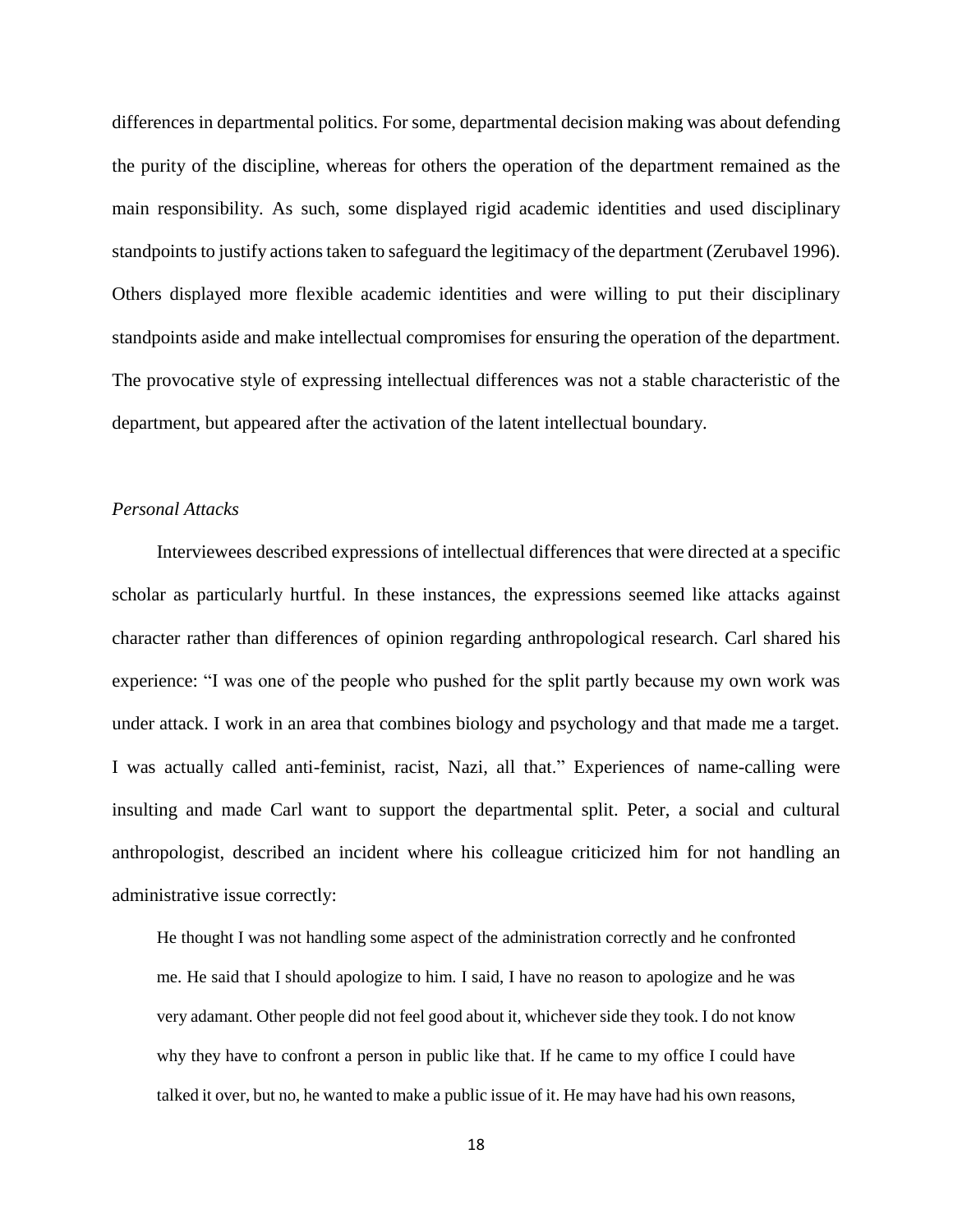differences in departmental politics. For some, departmental decision making was about defending the purity of the discipline, whereas for others the operation of the department remained as the main responsibility. As such, some displayed rigid academic identities and used disciplinary standpoints to justify actions taken to safeguard the legitimacy of the department (Zerubavel 1996). Others displayed more flexible academic identities and were willing to put their disciplinary standpoints aside and make intellectual compromises for ensuring the operation of the department. The provocative style of expressing intellectual differences was not a stable characteristic of the department, but appeared after the activation of the latent intellectual boundary.

### *Personal Attacks*

Interviewees described expressions of intellectual differences that were directed at a specific scholar as particularly hurtful. In these instances, the expressions seemed like attacks against character rather than differences of opinion regarding anthropological research. Carl shared his experience: "I was one of the people who pushed for the split partly because my own work was under attack. I work in an area that combines biology and psychology and that made me a target. I was actually called anti-feminist, racist, Nazi, all that." Experiences of name-calling were insulting and made Carl want to support the departmental split. Peter, a social and cultural anthropologist, described an incident where his colleague criticized him for not handling an administrative issue correctly:

> He thought I was not handling some aspect of the administration correctly and he confronted me. He said that I should apologize to him. I said, I have no reason to apologize and he was very adamant. Other people did not feel good about it, whichever side they took. I do not know why they have to confront a person in public like that. If he came to my office I could have talked it over, but no, he wanted to make a public issue of it. He may have had his own reasons,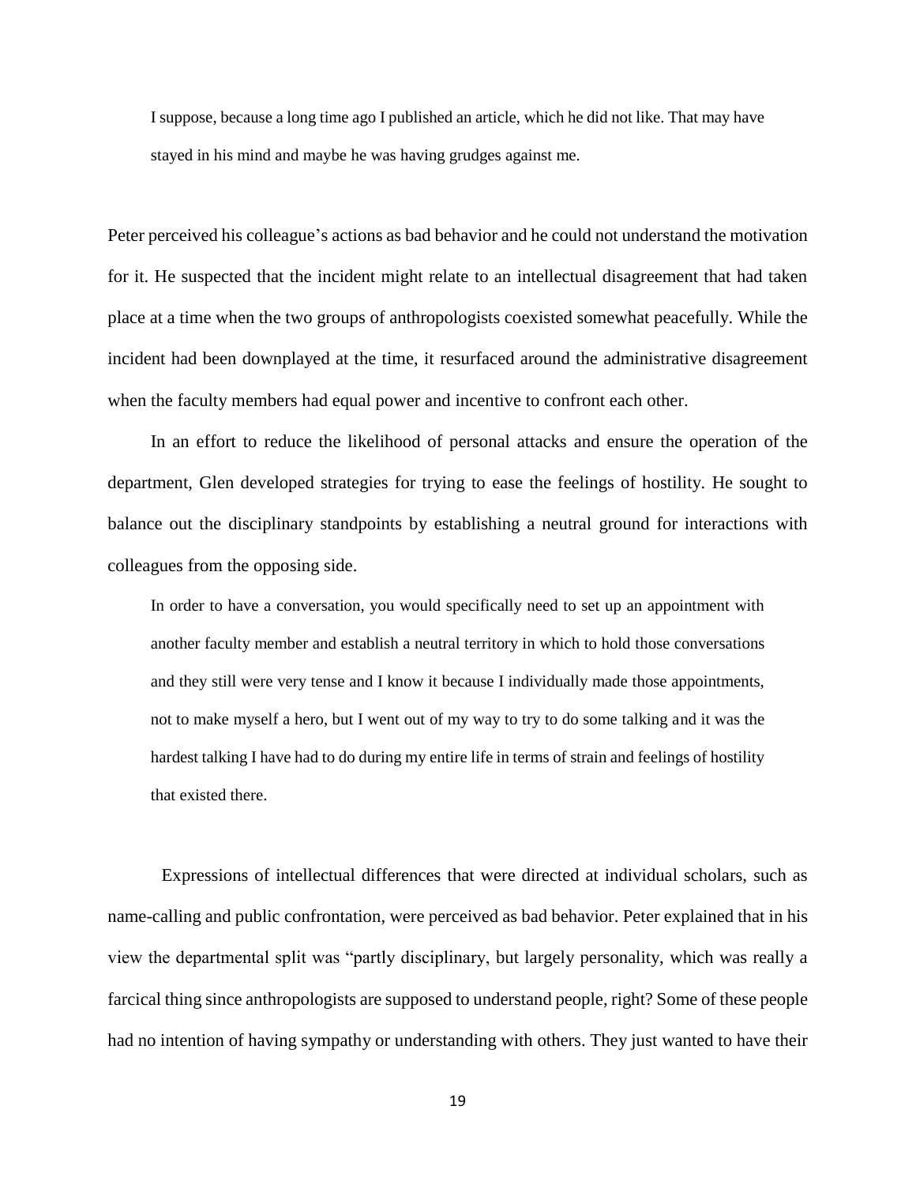> I suppose, because a long time ago I published an article, which he did not like. That may have stayed in his mind and maybe he was having grudges against me.

Peter perceived his colleague's actions as bad behavior and he could not understand the motivation for it. He suspected that the incident might relate to an intellectual disagreement that had taken place at a time when the two groups of anthropologists coexisted somewhat peacefully. While the incident had been downplayed at the time, it resurfaced around the administrative disagreement when the faculty members had equal power and incentive to confront each other.

In an effort to reduce the likelihood of personal attacks and ensure the operation of the department, Glen developed strategies for trying to ease the feelings of hostility. He sought to balance out the disciplinary standpoints by establishing a neutral ground for interactions with colleagues from the opposing side.

> In order to have a conversation, you would specifically need to set up an appointment with another faculty member and establish a neutral territory in which to hold those conversations and they still were very tense and I know it because I individually made those appointments, not to make myself a hero, but I went out of my way to try to do some talking and it was the hardest talking I have had to do during my entire life in terms of strain and feelings of hostility that existed there.

Expressions of intellectual differences that were directed at individual scholars, such as name-calling and public confrontation, were perceived as bad behavior. Peter explained that in his view the departmental split was "partly disciplinary, but largely personality, which was really a farcical thing since anthropologists are supposed to understand people, right? Some of these people had no intention of having sympathy or understanding with others. They just wanted to have their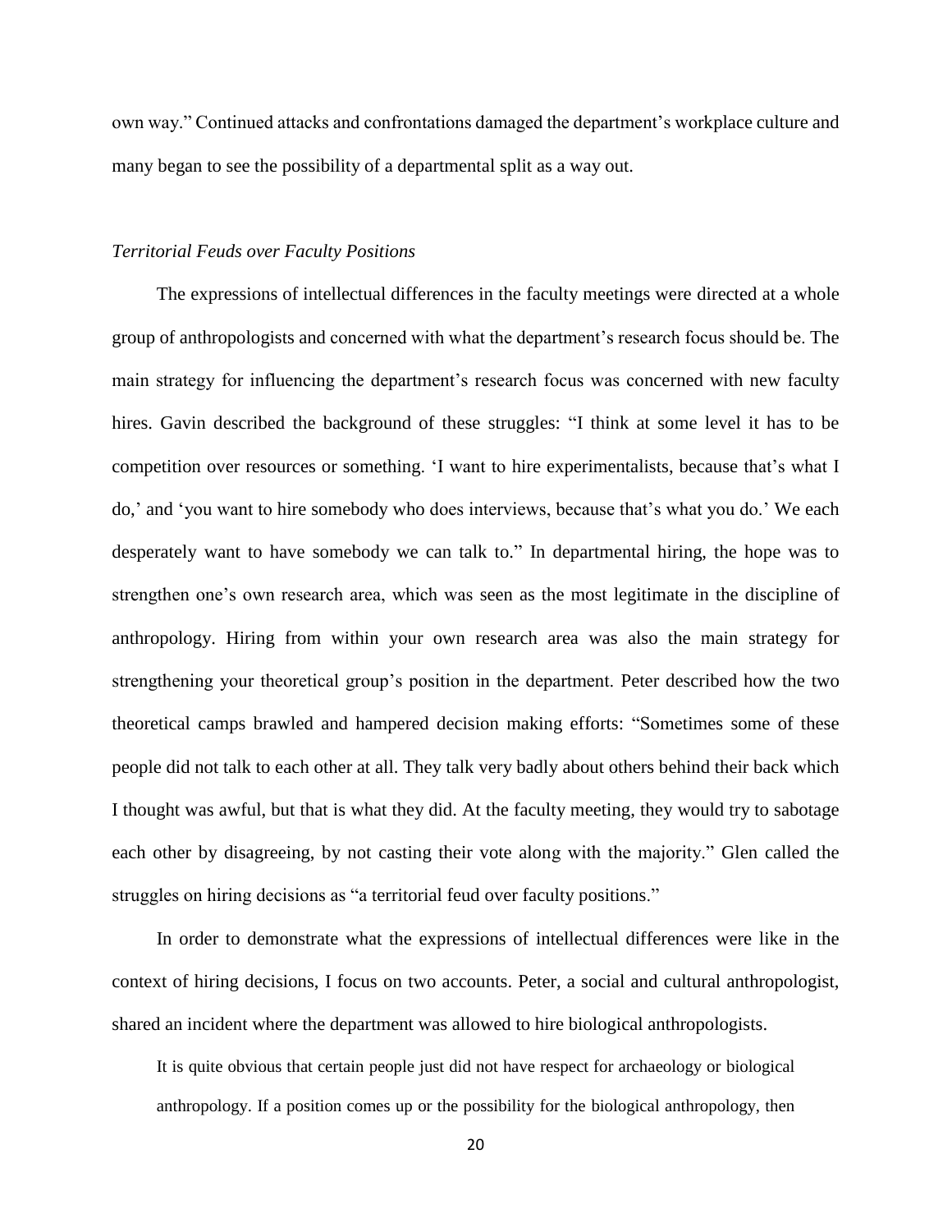own way." Continued attacks and confrontations damaged the department's workplace culture and many began to see the possibility of a departmental split as a way out.

### *Territorial Feuds over Faculty Positions*

The expressions of intellectual differences in the faculty meetings were directed at a whole group of anthropologists and concerned with what the department's research focus should be. The main strategy for influencing the department's research focus was concerned with new faculty hires. Gavin described the background of these struggles: "I think at some level it has to be competition over resources or something. 'I want to hire experimentalists, because that's what I do,' and 'you want to hire somebody who does interviews, because that's what you do.' We each desperately want to have somebody we can talk to." In departmental hiring, the hope was to strengthen one's own research area, which was seen as the most legitimate in the discipline of anthropology. Hiring from within your own research area was also the main strategy for strengthening your theoretical group's position in the department. Peter described how the two theoretical camps brawled and hampered decision making efforts: "Sometimes some of these people did not talk to each other at all. They talk very badly about others behind their back which I thought was awful, but that is what they did. At the faculty meeting, they would try to sabotage each other by disagreeing, by not casting their vote along with the majority." Glen called the struggles on hiring decisions as "a territorial feud over faculty positions."

In order to demonstrate what the expressions of intellectual differences were like in the context of hiring decisions, I focus on two accounts. Peter, a social and cultural anthropologist, shared an incident where the department was allowed to hire biological anthropologists.

> It is quite obvious that certain people just did not have respect for archaeology or biological anthropology. If a position comes up or the possibility for the biological anthropology, then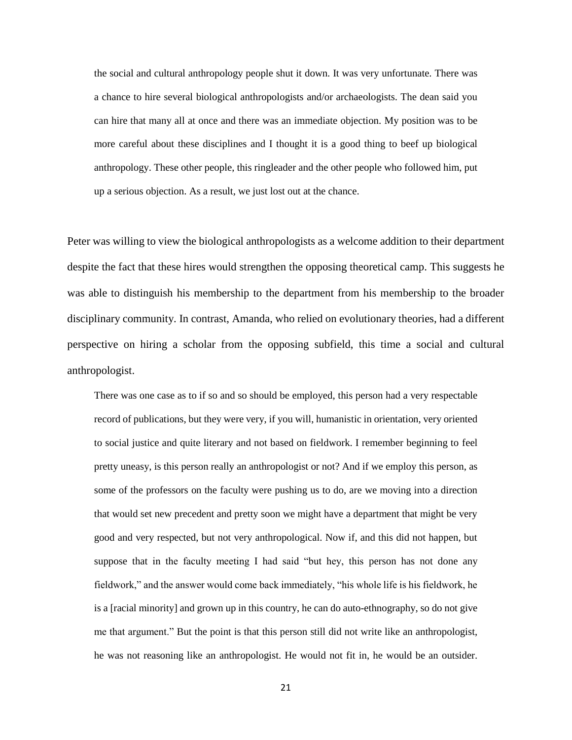> the social and cultural anthropology people shut it down. It was very unfortunate. There was a chance to hire several biological anthropologists and/or archaeologists. The dean said you can hire that many all at once and there was an immediate objection. My position was to be more careful about these disciplines and I thought it is a good thing to beef up biological anthropology. These other people, this ringleader and the other people who followed him, put up a serious objection. As a result, we just lost out at the chance.

Peter was willing to view the biological anthropologists as a welcome addition to their department despite the fact that these hires would strengthen the opposing theoretical camp. This suggests he was able to distinguish his membership to the department from his membership to the broader disciplinary community. In contrast, Amanda, who relied on evolutionary theories, had a different perspective on hiring a scholar from the opposing subfield, this time a social and cultural anthropologist.

> There was one case as to if so and so should be employed, this person had a very respectable record of publications, but they were very, if you will, humanistic in orientation, very oriented to social justice and quite literary and not based on fieldwork. I remember beginning to feel pretty uneasy, is this person really an anthropologist or not? And if we employ this person, as some of the professors on the faculty were pushing us to do, are we moving into a direction that would set new precedent and pretty soon we might have a department that might be very good and very respected, but not very anthropological. Now if, and this did not happen, but suppose that in the faculty meeting I had said "but hey, this person has not done any fieldwork," and the answer would come back immediately, "his whole life is his fieldwork, he is a [racial minority] and grown up in this country, he can do auto-ethnography, so do not give me that argument." But the point is that this person still did not write like an anthropologist, he was not reasoning like an anthropologist. He would not fit in, he would be an outsider.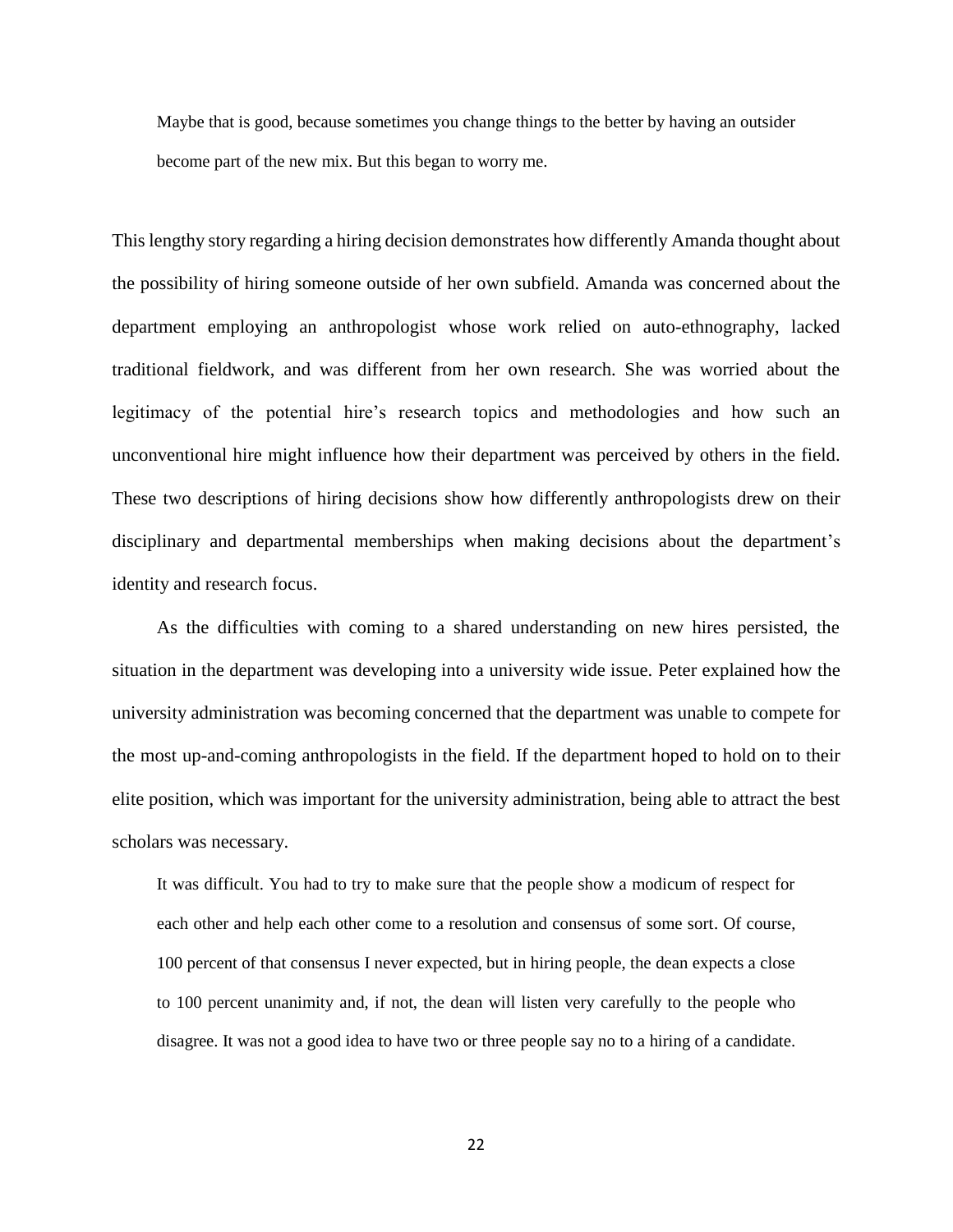> Maybe that is good, because sometimes you change things to the better by having an outsider become part of the new mix. But this began to worry me.

This lengthy story regarding a hiring decision demonstrates how differently Amanda thought about the possibility of hiring someone outside of her own subfield. Amanda was concerned about the department employing an anthropologist whose work relied on auto-ethnography, lacked traditional fieldwork, and was different from her own research. She was worried about the legitimacy of the potential hire's research topics and methodologies and how such an unconventional hire might influence how their department was perceived by others in the field. These two descriptions of hiring decisions show how differently anthropologists drew on their disciplinary and departmental memberships when making decisions about the department's identity and research focus.

As the difficulties with coming to a shared understanding on new hires persisted, the situation in the department was developing into a university wide issue. Peter explained how the university administration was becoming concerned that the department was unable to compete for the most up-and-coming anthropologists in the field. If the department hoped to hold on to their elite position, which was important for the university administration, being able to attract the best scholars was necessary.

> It was difficult. You had to try to make sure that the people show a modicum of respect for each other and help each other come to a resolution and consensus of some sort. Of course, 100 percent of that consensus I never expected, but in hiring people, the dean expects a close to 100 percent unanimity and, if not, the dean will listen very carefully to the people who disagree. It was not a good idea to have two or three people say no to a hiring of a candidate.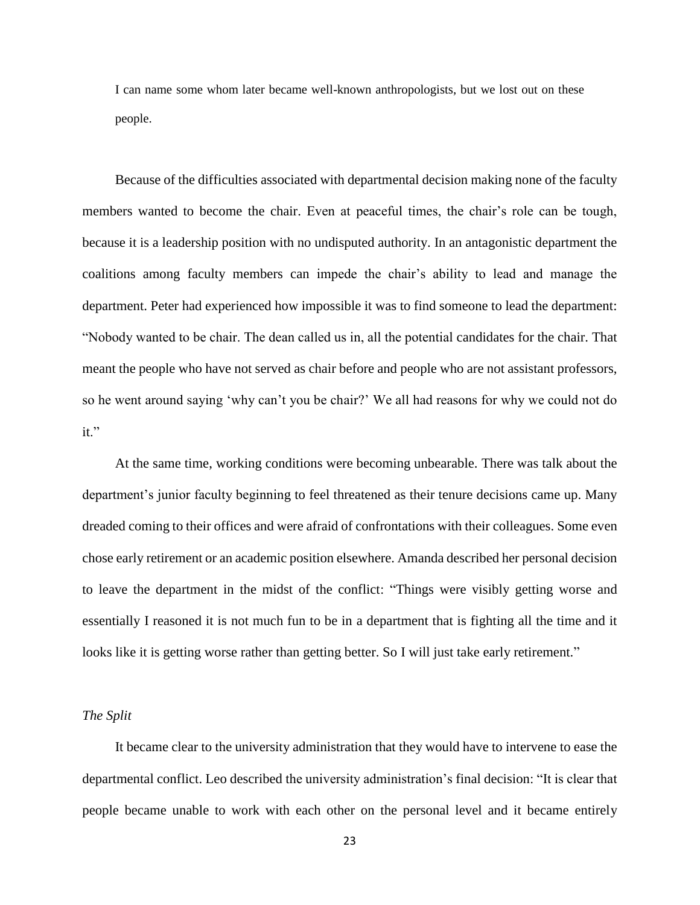I can name some whom later became well-known anthropologists, but we lost out on these people.

Because of the difficulties associated with departmental decision making none of the faculty members wanted to become the chair. Even at peaceful times, the chair's role can be tough, because it is a leadership position with no undisputed authority. In an antagonistic department the coalitions among faculty members can impede the chair's ability to lead and manage the department. Peter had experienced how impossible it was to find someone to lead the department: "Nobody wanted to be chair. The dean called us in, all the potential candidates for the chair. That meant the people who have not served as chair before and people who are not assistant professors, so he went around saying 'why can't you be chair?' We all had reasons for why we could not do it."

At the same time, working conditions were becoming unbearable. There was talk about the department's junior faculty beginning to feel threatened as their tenure decisions came up. Many dreaded coming to their offices and were afraid of confrontations with their colleagues. Some even chose early retirement or an academic position elsewhere. Amanda described her personal decision to leave the department in the midst of the conflict: "Things were visibly getting worse and essentially I reasoned it is not much fun to be in a department that is fighting all the time and it looks like it is getting worse rather than getting better. So I will just take early retirement."

*The Split*

It became clear to the university administration that they would have to intervene to ease the departmental conflict. Leo described the university administration's final decision: "It is clear that people became unable to work with each other on the personal level and it became entirely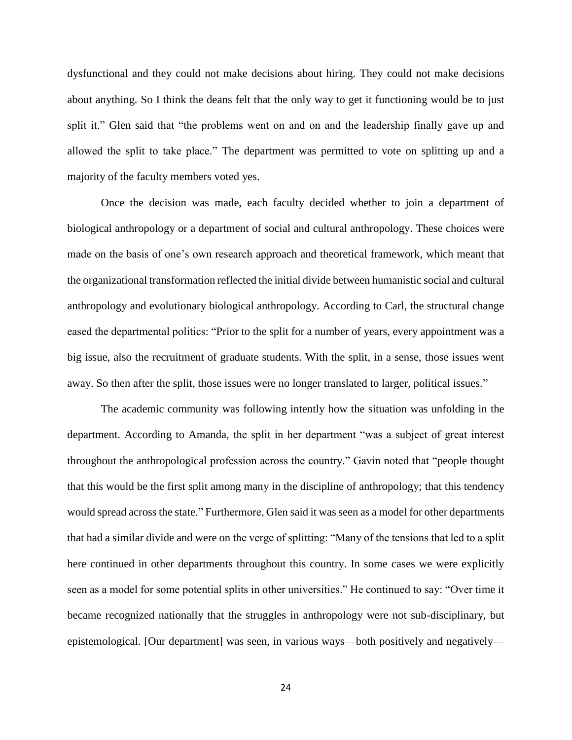dysfunctional and they could not make decisions about hiring. They could not make decisions about anything. So I think the deans felt that the only way to get it functioning would be to just split it." Glen said that "the problems went on and on and the leadership finally gave up and allowed the split to take place." The department was permitted to vote on splitting up and a majority of the faculty members voted yes.

Once the decision was made, each faculty decided whether to join a department of biological anthropology or a department of social and cultural anthropology. These choices were made on the basis of one's own research approach and theoretical framework, which meant that the organizational transformation reflected the initial divide between humanistic social and cultural anthropology and evolutionary biological anthropology. According to Carl, the structural change eased the departmental politics: "Prior to the split for a number of years, every appointment was a big issue, also the recruitment of graduate students. With the split, in a sense, those issues went away. So then after the split, those issues were no longer translated to larger, political issues."

The academic community was following intently how the situation was unfolding in the department. According to Amanda, the split in her department "was a subject of great interest throughout the anthropological profession across the country." Gavin noted that "people thought that this would be the first split among many in the discipline of anthropology; that this tendency would spread across the state." Furthermore, Glen said it was seen as a model for other departments that had a similar divide and were on the verge of splitting: "Many of the tensions that led to a split here continued in other departments throughout this country. In some cases we were explicitly seen as a model for some potential splits in other universities." He continued to say: "Over time it became recognized nationally that the struggles in anthropology were not sub-disciplinary, but epistemological. [Our department] was seen, in various ways—both positively and negatively—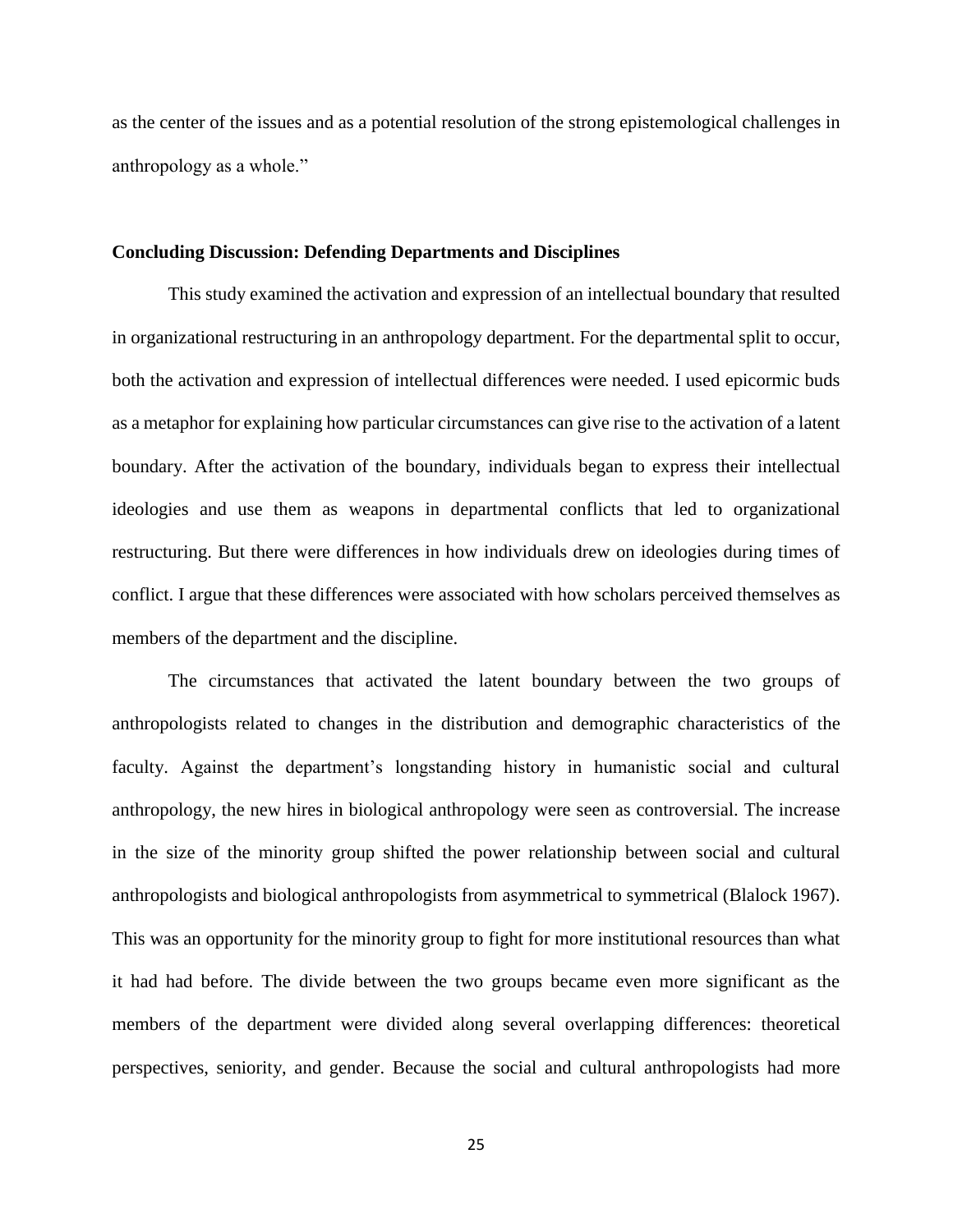as the center of the issues and as a potential resolution of the strong epistemological challenges in anthropology as a whole."

**Concluding Discussion: Defending Departments and Disciplines**

This study examined the activation and expression of an intellectual boundary that resulted in organizational restructuring in an anthropology department. For the departmental split to occur, both the activation and expression of intellectual differences were needed. I used epicormic buds as a metaphor for explaining how particular circumstances can give rise to the activation of a latent boundary. After the activation of the boundary, individuals began to express their intellectual ideologies and use them as weapons in departmental conflicts that led to organizational restructuring. But there were differences in how individuals drew on ideologies during times of conflict. I argue that these differences were associated with how scholars perceived themselves as members of the department and the discipline.

The circumstances that activated the latent boundary between the two groups of anthropologists related to changes in the distribution and demographic characteristics of the faculty. Against the department's longstanding history in humanistic social and cultural anthropology, the new hires in biological anthropology were seen as controversial. The increase in the size of the minority group shifted the power relationship between social and cultural anthropologists and biological anthropologists from asymmetrical to symmetrical (Blalock 1967). This was an opportunity for the minority group to fight for more institutional resources than what it had had before. The divide between the two groups became even more significant as the members of the department were divided along several overlapping differences: theoretical perspectives, seniority, and gender. Because the social and cultural anthropologists had more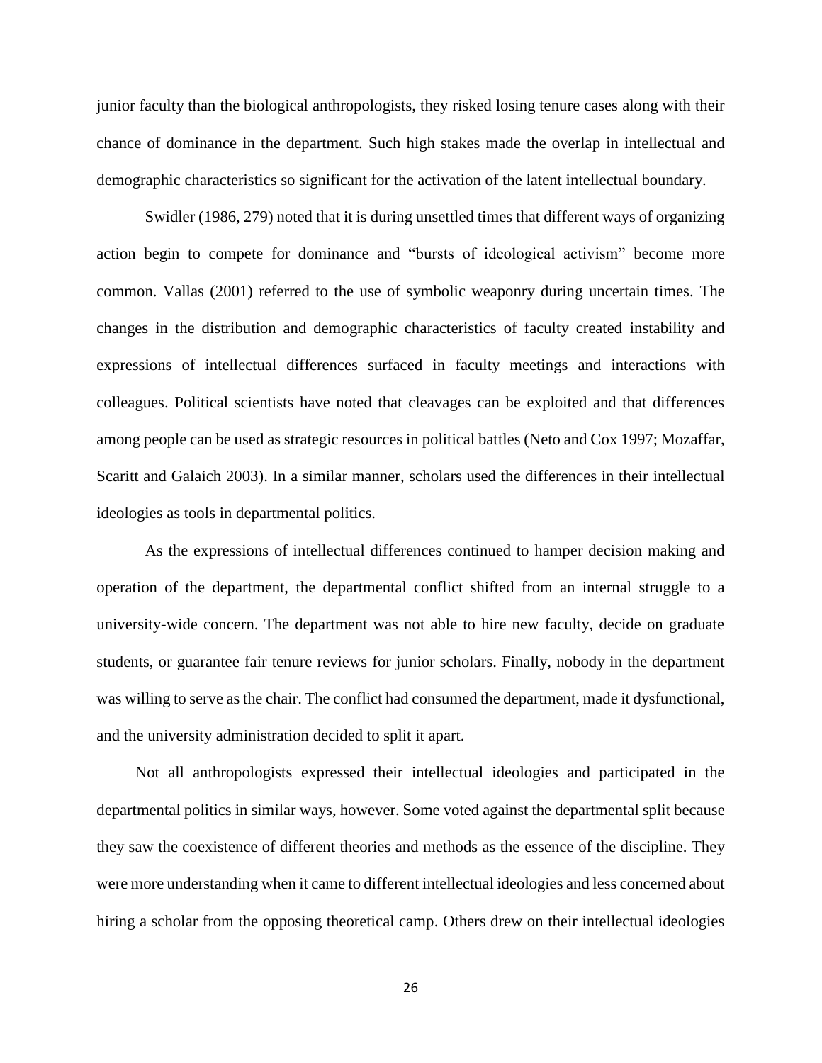junior faculty than the biological anthropologists, they risked losing tenure cases along with their chance of dominance in the department. Such high stakes made the overlap in intellectual and demographic characteristics so significant for the activation of the latent intellectual boundary.

Swidler (1986, 279) noted that it is during unsettled times that different ways of organizing action begin to compete for dominance and "bursts of ideological activism" become more common. Vallas (2001) referred to the use of symbolic weaponry during uncertain times. The changes in the distribution and demographic characteristics of faculty created instability and expressions of intellectual differences surfaced in faculty meetings and interactions with colleagues. Political scientists have noted that cleavages can be exploited and that differences among people can be used as strategic resources in political battles (Neto and Cox 1997; Mozaffar, Scaritt and Galaich 2003). In a similar manner, scholars used the differences in their intellectual ideologies as tools in departmental politics.

As the expressions of intellectual differences continued to hamper decision making and operation of the department, the departmental conflict shifted from an internal struggle to a university-wide concern. The department was not able to hire new faculty, decide on graduate students, or guarantee fair tenure reviews for junior scholars. Finally, nobody in the department was willing to serve as the chair. The conflict had consumed the department, made it dysfunctional, and the university administration decided to split it apart.

Not all anthropologists expressed their intellectual ideologies and participated in the departmental politics in similar ways, however. Some voted against the departmental split because they saw the coexistence of different theories and methods as the essence of the discipline. They were more understanding when it came to different intellectual ideologies and less concerned about hiring a scholar from the opposing theoretical camp. Others drew on their intellectual ideologies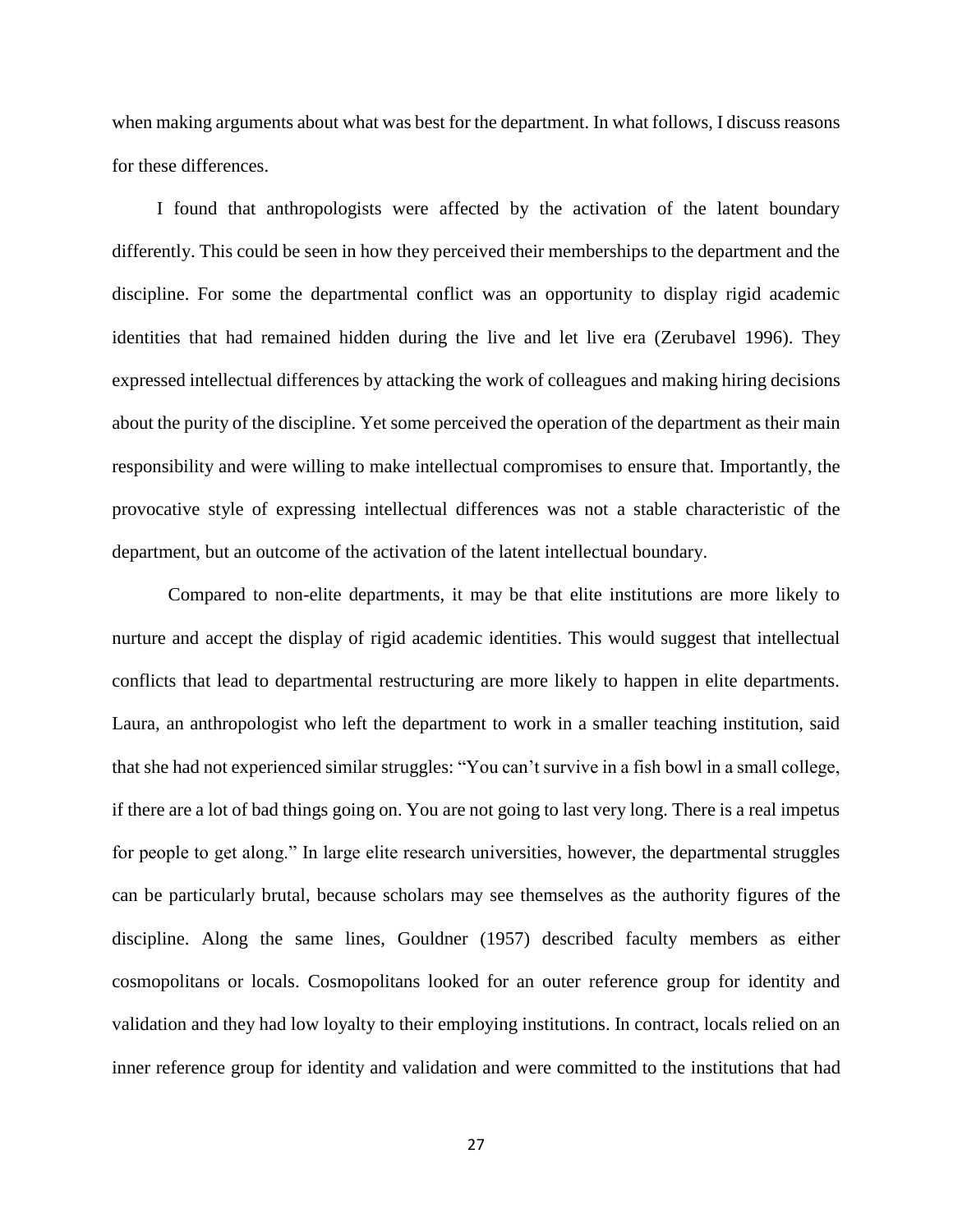when making arguments about what was best for the department. In what follows, I discuss reasons for these differences.

I found that anthropologists were affected by the activation of the latent boundary differently. This could be seen in how they perceived their memberships to the department and the discipline. For some the departmental conflict was an opportunity to display rigid academic identities that had remained hidden during the live and let live era (Zerubavel 1996). They expressed intellectual differences by attacking the work of colleagues and making hiring decisions about the purity of the discipline. Yet some perceived the operation of the department as their main responsibility and were willing to make intellectual compromises to ensure that. Importantly, the provocative style of expressing intellectual differences was not a stable characteristic of the department, but an outcome of the activation of the latent intellectual boundary.

Compared to non-elite departments, it may be that elite institutions are more likely to nurture and accept the display of rigid academic identities. This would suggest that intellectual conflicts that lead to departmental restructuring are more likely to happen in elite departments. Laura, an anthropologist who left the department to work in a smaller teaching institution, said that she had not experienced similar struggles: "You can't survive in a fish bowl in a small college, if there are a lot of bad things going on. You are not going to last very long. There is a real impetus for people to get along." In large elite research universities, however, the departmental struggles can be particularly brutal, because scholars may see themselves as the authority figures of the discipline. Along the same lines, Gouldner (1957) described faculty members as either cosmopolitans or locals. Cosmopolitans looked for an outer reference group for identity and validation and they had low loyalty to their employing institutions. In contract, locals relied on an inner reference group for identity and validation and were committed to the institutions that had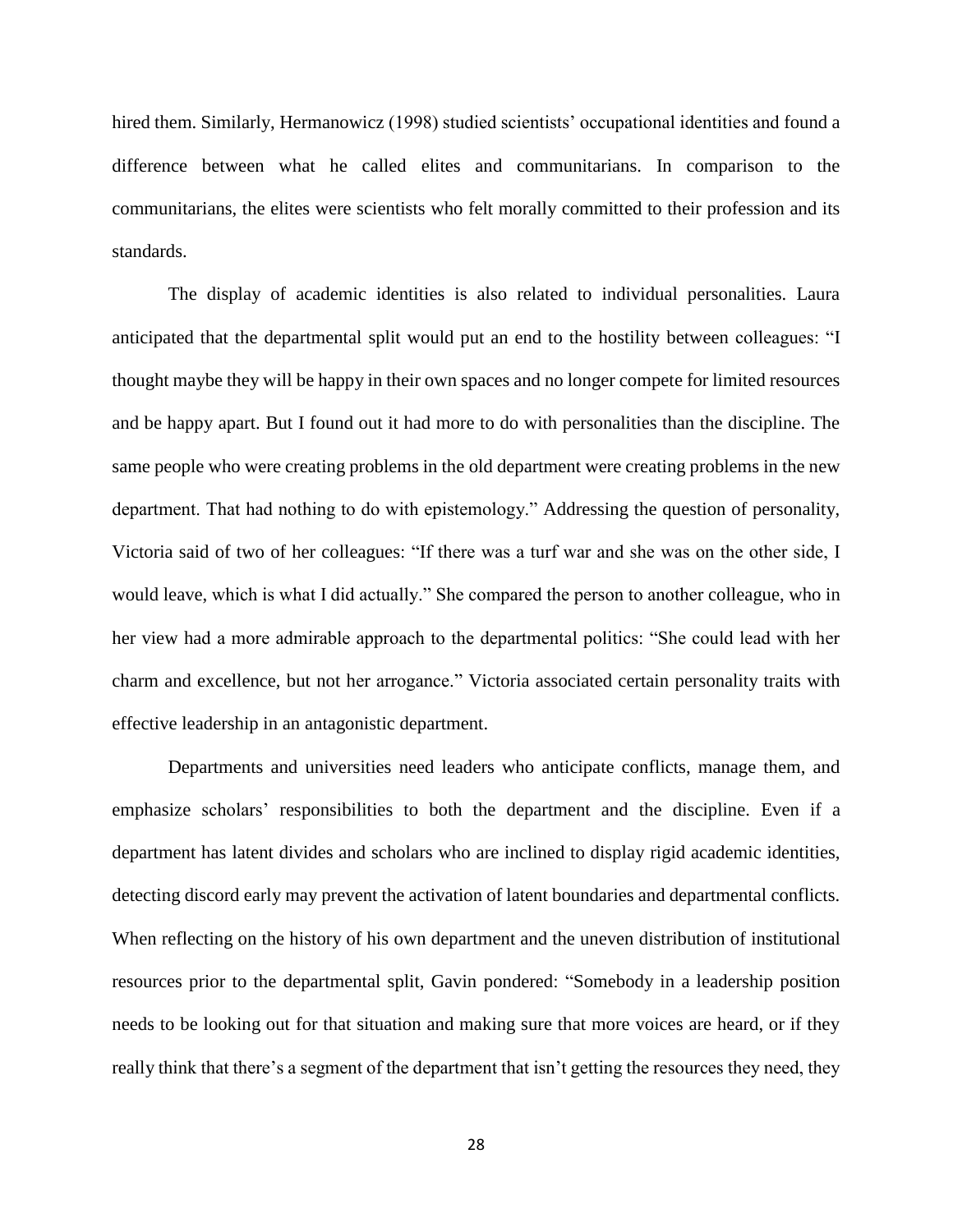hired them. Similarly, Hermanowicz (1998) studied scientists' occupational identities and found a difference between what he called elites and communitarians. In comparison to the communitarians, the elites were scientists who felt morally committed to their profession and its standards.

The display of academic identities is also related to individual personalities. Laura anticipated that the departmental split would put an end to the hostility between colleagues: "I thought maybe they will be happy in their own spaces and no longer compete for limited resources and be happy apart. But I found out it had more to do with personalities than the discipline. The same people who were creating problems in the old department were creating problems in the new department. That had nothing to do with epistemology." Addressing the question of personality, Victoria said of two of her colleagues: "If there was a turf war and she was on the other side, I would leave, which is what I did actually." She compared the person to another colleague, who in her view had a more admirable approach to the departmental politics: "She could lead with her charm and excellence, but not her arrogance." Victoria associated certain personality traits with effective leadership in an antagonistic department.

Departments and universities need leaders who anticipate conflicts, manage them, and emphasize scholars' responsibilities to both the department and the discipline. Even if a department has latent divides and scholars who are inclined to display rigid academic identities, detecting discord early may prevent the activation of latent boundaries and departmental conflicts. When reflecting on the history of his own department and the uneven distribution of institutional resources prior to the departmental split, Gavin pondered: "Somebody in a leadership position needs to be looking out for that situation and making sure that more voices are heard, or if they really think that there's a segment of the department that isn't getting the resources they need, they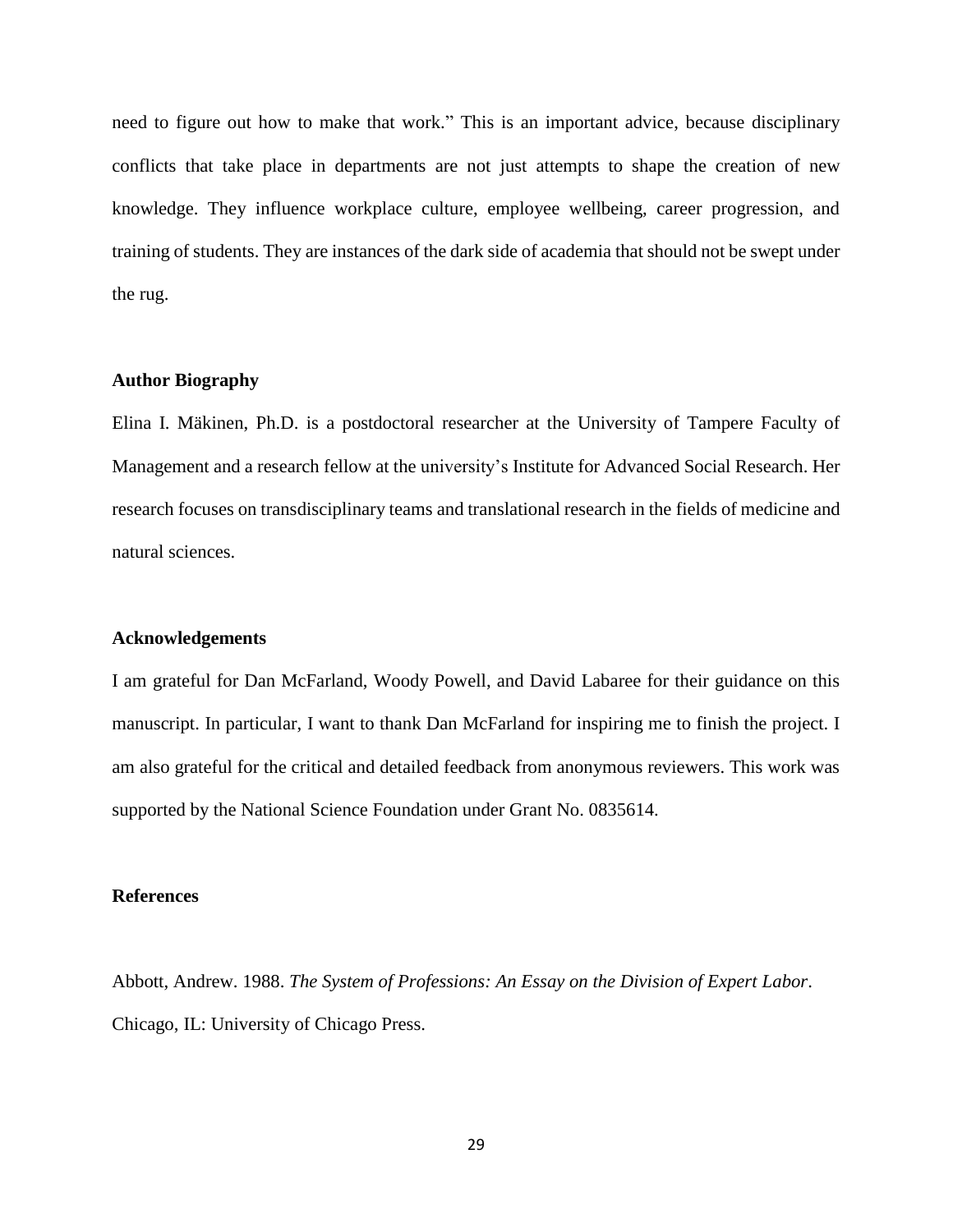need to figure out how to make that work." This is an important advice, because disciplinary conflicts that take place in departments are not just attempts to shape the creation of new knowledge. They influence workplace culture, employee wellbeing, career progression, and training of students. They are instances of the dark side of academia that should not be swept under the rug.

**Author Biography**

Elina I. Mäkinen, Ph.D. is a postdoctoral researcher at the University of Tampere Faculty of Management and a research fellow at the university's Institute for Advanced Social Research. Her research focuses on transdisciplinary teams and translational research in the fields of medicine and natural sciences.

**Acknowledgements**

I am grateful for Dan McFarland, Woody Powell, and David Labaree for their guidance on this manuscript. In particular, I want to thank Dan McFarland for inspiring me to finish the project. I am also grateful for the critical and detailed feedback from anonymous reviewers. This work was supported by the National Science Foundation under Grant No. 0835614.

**References**

Abbott, Andrew. 1988. *The System of Professions: An Essay on the Division of Expert Labor*. Chicago, IL: University of Chicago Press.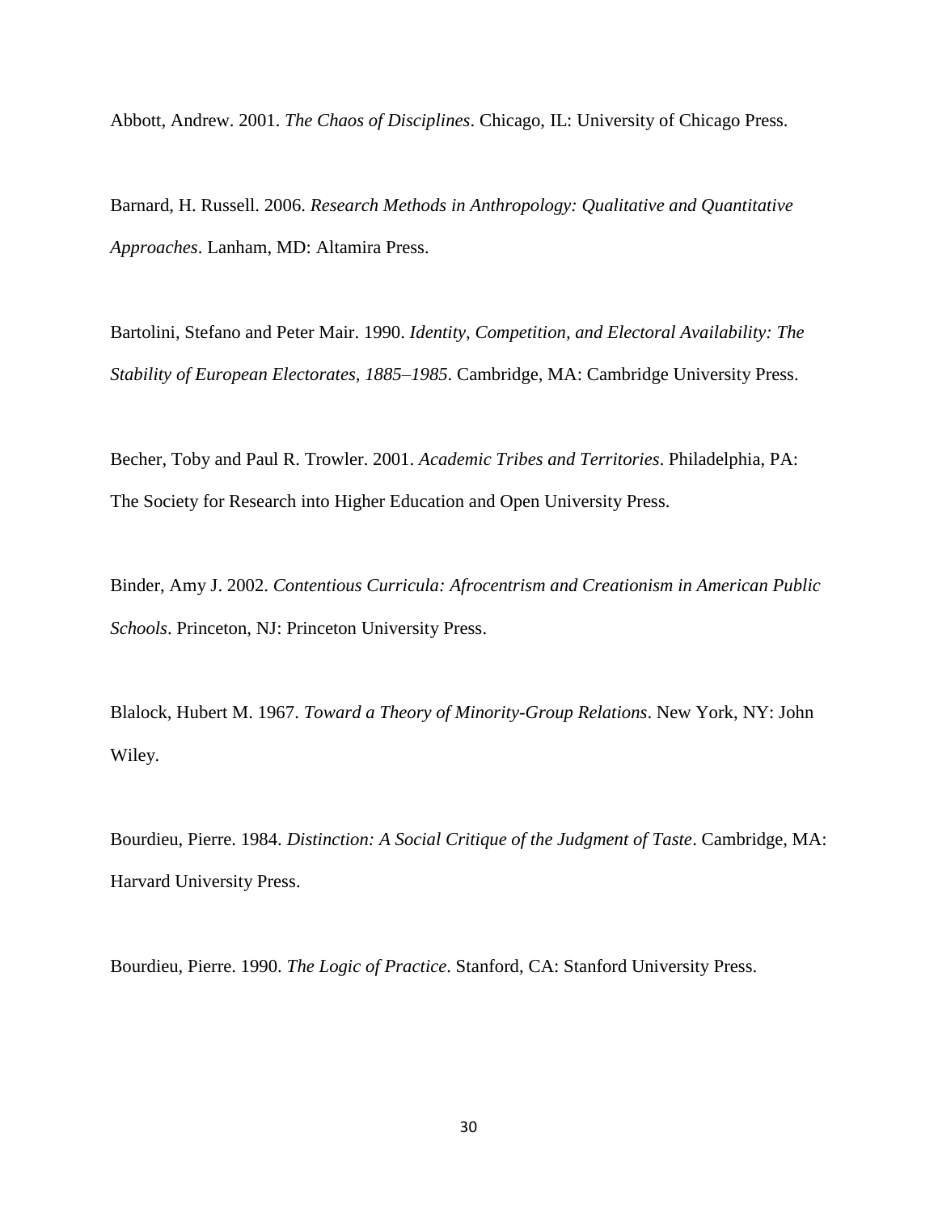Abbott, Andrew. 2001. *The Chaos of Disciplines*. Chicago, IL: University of Chicago Press.

Barnard, H. Russell. 2006. *Research Methods in Anthropology: Qualitative and Quantitative Approaches*. Lanham, MD: Altamira Press.

Bartolini, Stefano and Peter Mair. 1990. *Identity, Competition, and Electoral Availability: The Stability of European Electorates, 1885–1985*. Cambridge, MA: Cambridge University Press.

Becher, Toby and Paul R. Trowler. 2001. *Academic Tribes and Territories*. Philadelphia, PA: The Society for Research into Higher Education and Open University Press.

Binder, Amy J. 2002. *Contentious Curricula: Afrocentrism and Creationism in American Public Schools*. Princeton, NJ: Princeton University Press.

Blalock, Hubert M. 1967. *Toward a Theory of Minority-Group Relations*. New York, NY: John Wiley.

Bourdieu, Pierre. 1984. *Distinction: A Social Critique of the Judgment of Taste*. Cambridge, MA: Harvard University Press.

Bourdieu, Pierre. 1990. *The Logic of Practice*. Stanford, CA: Stanford University Press.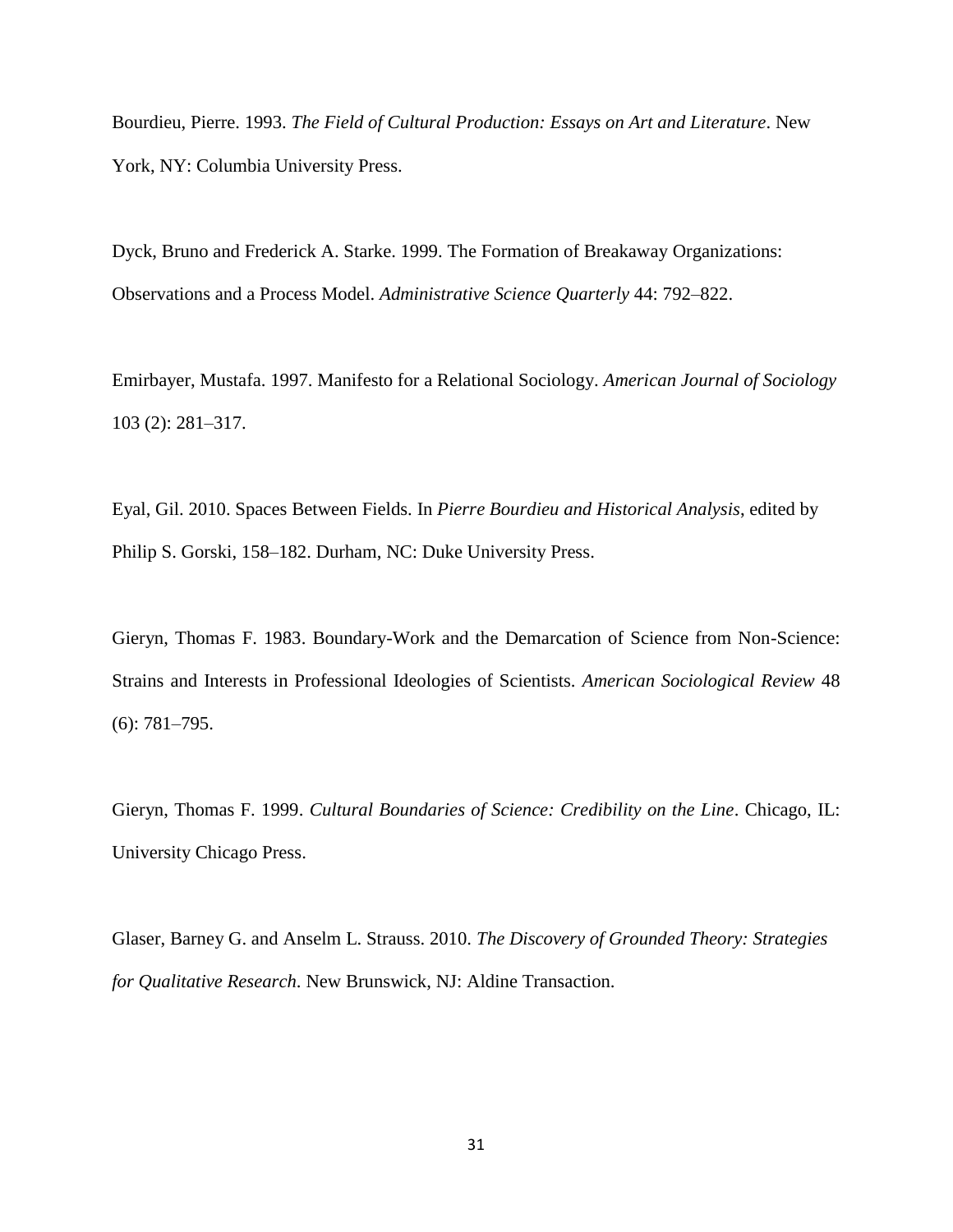Bourdieu, Pierre. 1993. *The Field of Cultural Production: Essays on Art and Literature*. New York, NY: Columbia University Press.

Dyck, Bruno and Frederick A. Starke. 1999. The Formation of Breakaway Organizations: Observations and a Process Model. *Administrative Science Quarterly* 44: 792–822.

Emirbayer, Mustafa. 1997. Manifesto for a Relational Sociology. *American Journal of Sociology* 103 (2): 281–317.

Eyal, Gil. 2010. Spaces Between Fields. In *Pierre Bourdieu and Historical Analysis*, edited by Philip S. Gorski, 158–182. Durham, NC: Duke University Press.

Gieryn, Thomas F. 1983. Boundary-Work and the Demarcation of Science from Non-Science: Strains and Interests in Professional Ideologies of Scientists. *American Sociological Review* 48 (6): 781–795.

Gieryn, Thomas F. 1999. *Cultural Boundaries of Science: Credibility on the Line*. Chicago, IL: University Chicago Press.

Glaser, Barney G. and Anselm L. Strauss. 2010. *The Discovery of Grounded Theory: Strategies for Qualitative Research*. New Brunswick, NJ: Aldine Transaction.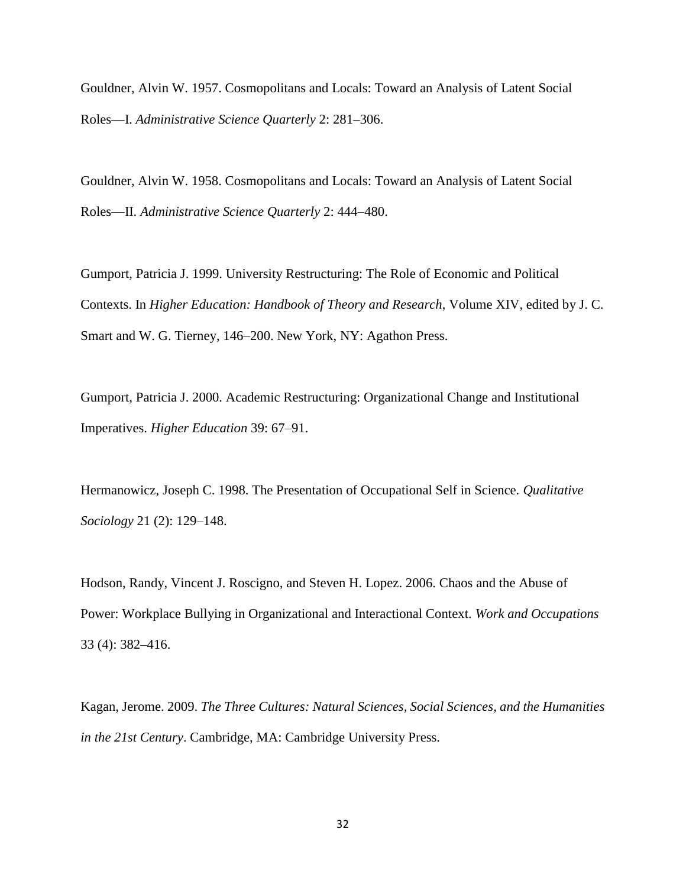Gouldner, Alvin W. 1957. Cosmopolitans and Locals: Toward an Analysis of Latent Social Roles—I. *Administrative Science Quarterly* 2: 281–306.

Gouldner, Alvin W. 1958. Cosmopolitans and Locals: Toward an Analysis of Latent Social Roles—II. *Administrative Science Quarterly* 2: 444–480.

Gumport, Patricia J. 1999. University Restructuring: The Role of Economic and Political Contexts. In *Higher Education: Handbook of Theory and Research*, Volume XIV, edited by J. C. Smart and W. G. Tierney, 146–200. New York, NY: Agathon Press.

Gumport, Patricia J. 2000. Academic Restructuring: Organizational Change and Institutional Imperatives. *Higher Education* 39: 67–91.

Hermanowicz, Joseph C. 1998. The Presentation of Occupational Self in Science. *Qualitative Sociology* 21 (2): 129–148.

Hodson, Randy, Vincent J. Roscigno, and Steven H. Lopez. 2006. Chaos and the Abuse of Power: Workplace Bullying in Organizational and Interactional Context. *Work and Occupations* 33 (4): 382–416.

Kagan, Jerome. 2009. *The Three Cultures: Natural Sciences, Social Sciences, and the Humanities in the 21st Century*. Cambridge, MA: Cambridge University Press.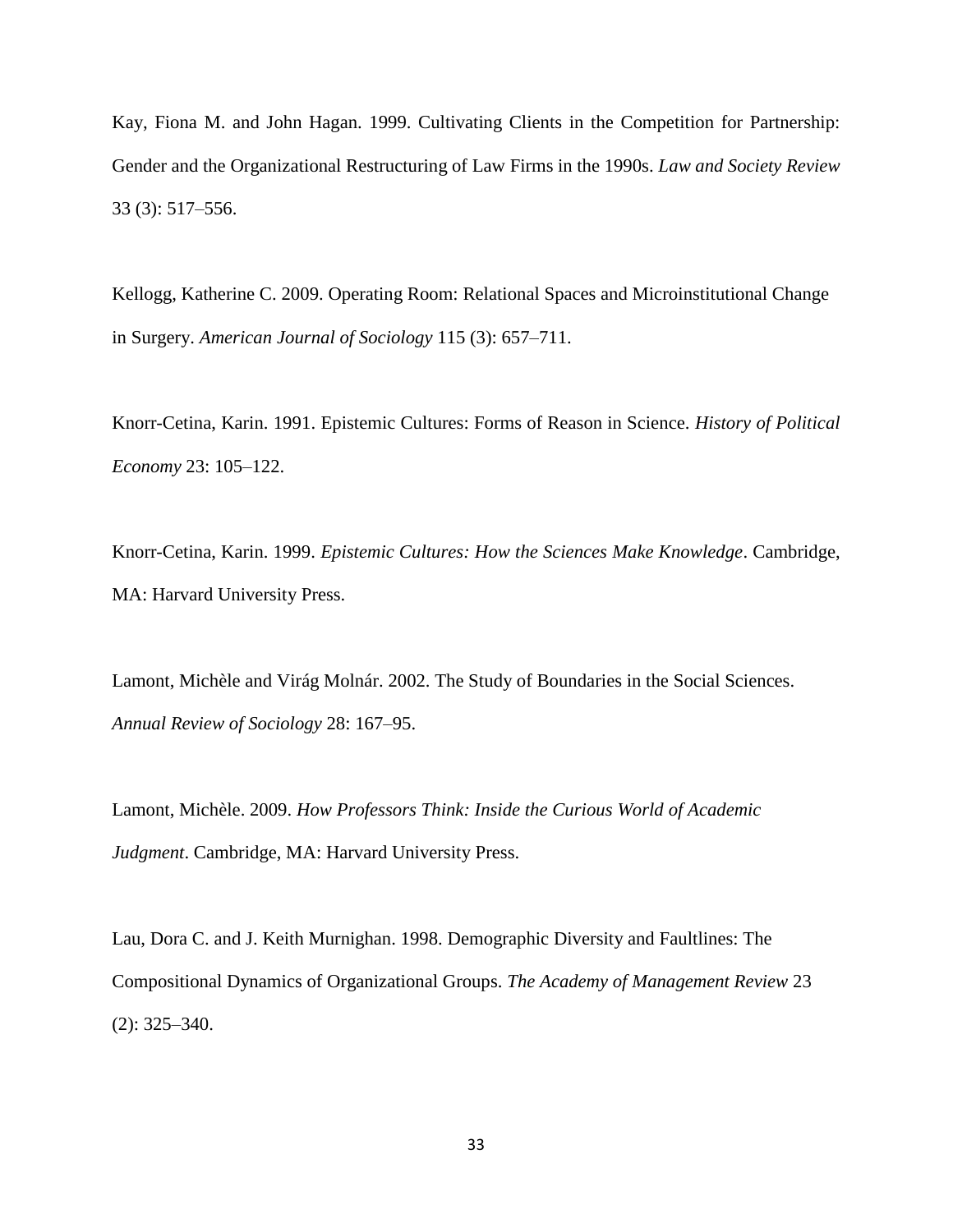Kay, Fiona M. and John Hagan. 1999. Cultivating Clients in the Competition for Partnership: Gender and the Organizational Restructuring of Law Firms in the 1990s. *Law and Society Review* 33 (3): 517–556.

Kellogg, Katherine C. 2009. Operating Room: Relational Spaces and Microinstitutional Change in Surgery. *American Journal of Sociology* 115 (3): 657–711.

Knorr-Cetina, Karin. 1991. Epistemic Cultures: Forms of Reason in Science. *History of Political Economy* 23: 105–122.

Knorr-Cetina, Karin. 1999. *Epistemic Cultures: How the Sciences Make Knowledge*. Cambridge, MA: Harvard University Press.

Lamont, Michèle and Virág Molnár. 2002. The Study of Boundaries in the Social Sciences. *Annual Review of Sociology* 28: 167–95.

Lamont, Michèle. 2009. *How Professors Think: Inside the Curious World of Academic Judgment*. Cambridge, MA: Harvard University Press.

Lau, Dora C. and J. Keith Murnighan. 1998. Demographic Diversity and Faultlines: The Compositional Dynamics of Organizational Groups. *The Academy of Management Review* 23 (2): 325–340.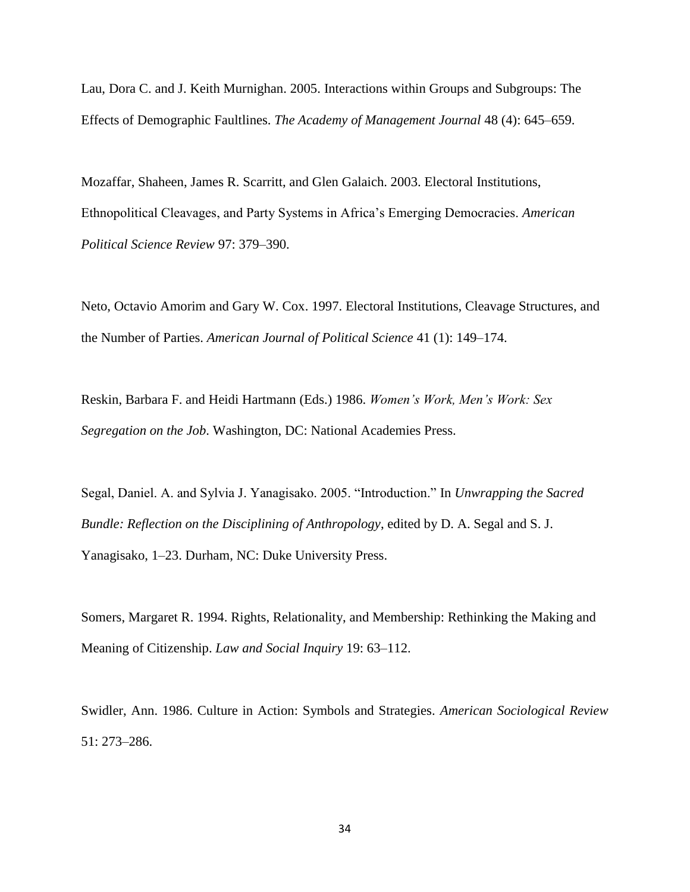Lau, Dora C. and J. Keith Murnighan. 2005. Interactions within Groups and Subgroups: The Effects of Demographic Faultlines. *The Academy of Management Journal* 48 (4): 645–659.

Mozaffar, Shaheen, James R. Scarritt, and Glen Galaich. 2003. Electoral Institutions, Ethnopolitical Cleavages, and Party Systems in Africa's Emerging Democracies. *American Political Science Review* 97: 379–390.

Neto, Octavio Amorim and Gary W. Cox. 1997. Electoral Institutions, Cleavage Structures, and the Number of Parties. *American Journal of Political Science* 41 (1): 149–174.

Reskin, Barbara F. and Heidi Hartmann (Eds.) 1986. *Women's Work, Men's Work: Sex Segregation on the Job*. Washington, DC: National Academies Press.

Segal, Daniel. A. and Sylvia J. Yanagisako. 2005. "Introduction." In *Unwrapping the Sacred Bundle: Reflection on the Disciplining of Anthropology*, edited by D. A. Segal and S. J. Yanagisako, 1–23. Durham, NC: Duke University Press.

Somers, Margaret R. 1994. Rights, Relationality, and Membership: Rethinking the Making and Meaning of Citizenship. *Law and Social Inquiry* 19: 63–112.

Swidler, Ann. 1986. Culture in Action: Symbols and Strategies. *American Sociological Review* 51: 273–286.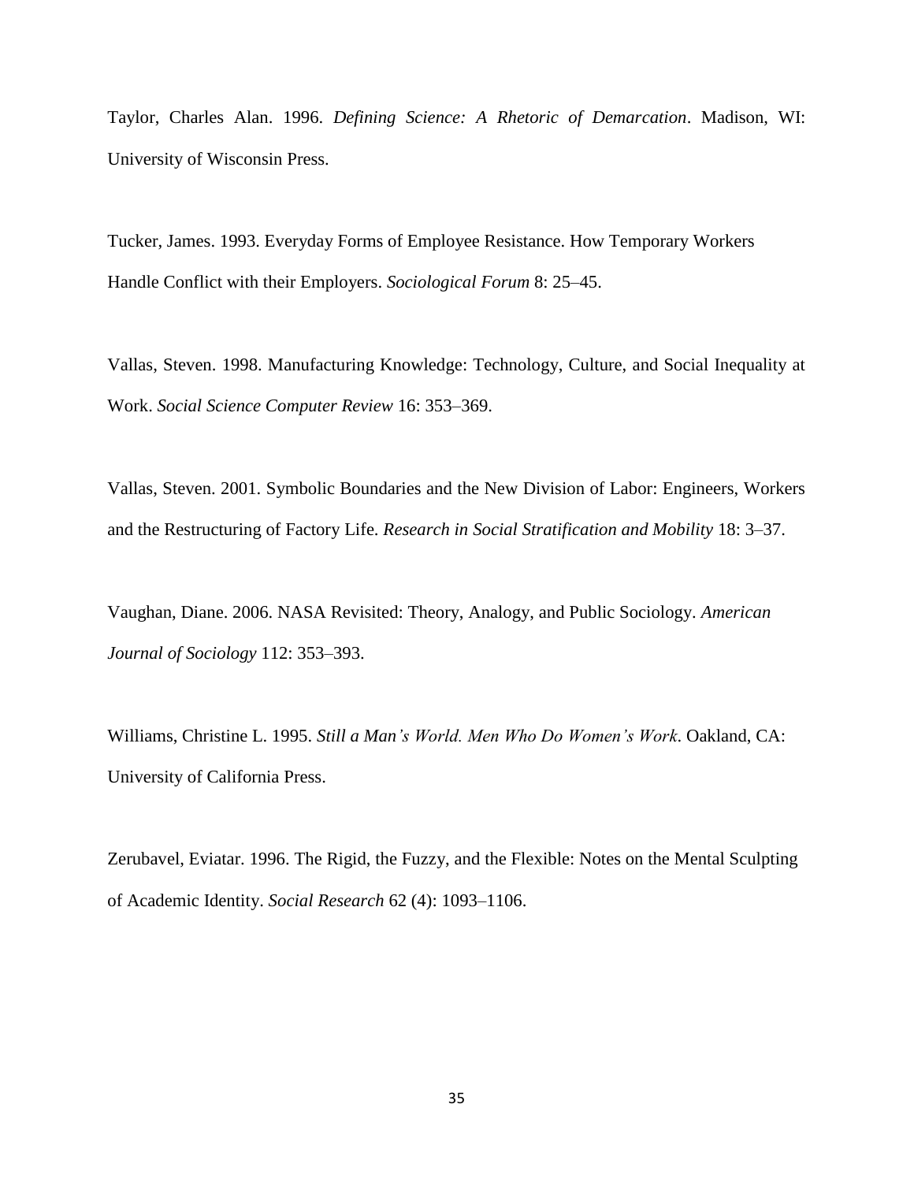Taylor, Charles Alan. 1996. *Defining Science: A Rhetoric of Demarcation*. Madison, WI: University of Wisconsin Press.

Tucker, James. 1993. Everyday Forms of Employee Resistance. How Temporary Workers Handle Conflict with their Employers. *Sociological Forum* 8: 25–45.

Vallas, Steven. 1998. Manufacturing Knowledge: Technology, Culture, and Social Inequality at Work. *Social Science Computer Review* 16: 353–369.

Vallas, Steven. 2001. Symbolic Boundaries and the New Division of Labor: Engineers, Workers and the Restructuring of Factory Life. *Research in Social Stratification and Mobility* 18: 3–37.

Vaughan, Diane. 2006. NASA Revisited: Theory, Analogy, and Public Sociology. *American Journal of Sociology* 112: 353–393.

Williams, Christine L. 1995. *Still a Man's World. Men Who Do Women's Work*. Oakland, CA: University of California Press.

Zerubavel, Eviatar. 1996. The Rigid, the Fuzzy, and the Flexible: Notes on the Mental Sculpting of Academic Identity. *Social Research* 62 (4): 1093–1106.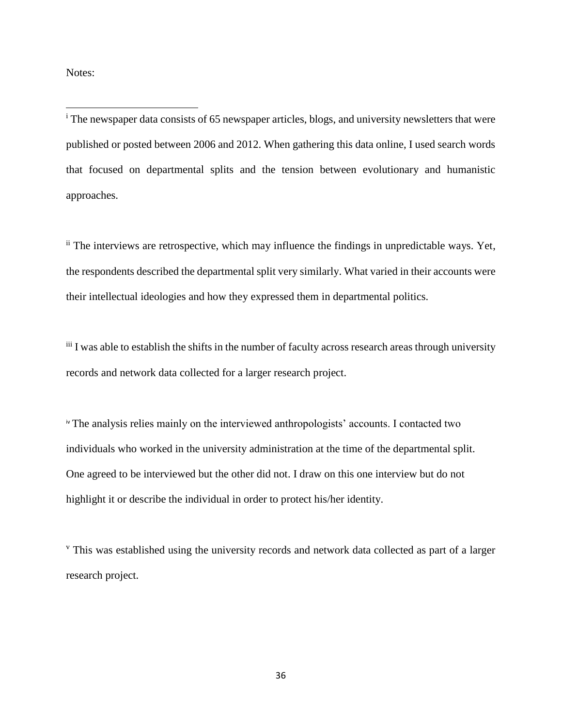Notes:

---

[i] The newspaper data consists of 65 newspaper articles, blogs, and university newsletters that were published or posted between 2006 and 2012. When gathering this data online, I used search words that focused on departmental splits and the tension between evolutionary and humanistic approaches.

[ii] The interviews are retrospective, which may influence the findings in unpredictable ways. Yet, the respondents described the departmental split very similarly. What varied in their accounts were their intellectual ideologies and how they expressed them in departmental politics.

[iii] I was able to establish the shifts in the number of faculty across research areas through university records and network data collected for a larger research project.

[iv] The analysis relies mainly on the interviewed anthropologists' accounts. I contacted two individuals who worked in the university administration at the time of the departmental split. One agreed to be interviewed but the other did not. I draw on this one interview but do not highlight it or describe the individual in order to protect his/her identity.

[v] This was established using the university records and network data collected as part of a larger research project.